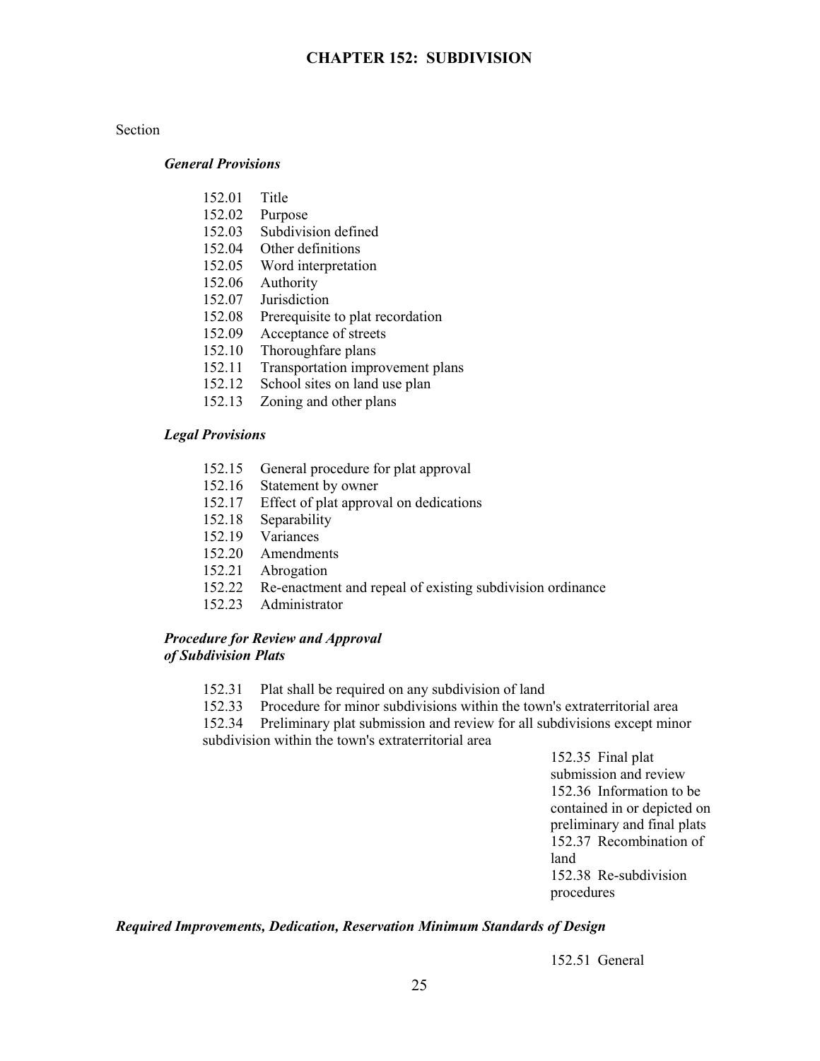# CHAPTER 152: SUBDIVISION

Section

***General Provisions***

152.01 Title
152.02 Purpose
152.03 Subdivision defined
152.04 Other definitions
152.05 Word interpretation
152.06 Authority
152.07 Jurisdiction
152.08 Prerequisite to plat recordation
152.09 Acceptance of streets
152.10 Thoroughfare plans
152.11 Transportation improvement plans
152.12 School sites on land use plan
152.13 Zoning and other plans

***Legal Provisions***

152.15 General procedure for plat approval
152.16 Statement by owner
152.17 Effect of plat approval on dedications
152.18 Separability
152.19 Variances
152.20 Amendments
152.21 Abrogation
152.22 Re-enactment and repeal of existing subdivision ordinance
152.23 Administrator

***Procedure for Review and Approval of Subdivision Plats***

152.31 Plat shall be required on any subdivision of land
152.33 Procedure for minor subdivisions within the town's extraterritorial area
152.34 Preliminary plat submission and review for all subdivisions except minor subdivision within the town's extraterritorial area
152.35 Final plat submission and review
152.36 Information to be contained in or depicted on preliminary and final plats
152.37 Recombination of land
152.38 Re-subdivision procedures

***Required Improvements, Dedication, Reservation Minimum Standards of Design***

152.51 General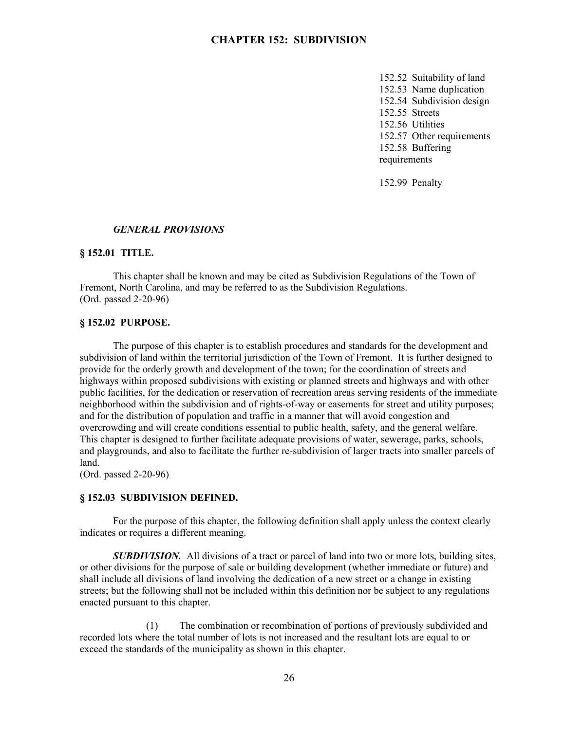# CHAPTER 152: SUBDIVISION

152.52 Suitability of land
152.53 Name duplication
152.54 Subdivision design
152.55 Streets
152.56 Utilities
152.57 Other requirements
152.58 Buffering requirements

152.99 Penalty

### *GENERAL PROVISIONS*

### § 152.01 TITLE.

This chapter shall be known and may be cited as Subdivision Regulations of the Town of Fremont, North Carolina, and may be referred to as the Subdivision Regulations.
(Ord. passed 2-20-96)

### § 152.02 PURPOSE.

The purpose of this chapter is to establish procedures and standards for the development and subdivision of land within the territorial jurisdiction of the Town of Fremont. It is further designed to provide for the orderly growth and development of the town; for the coordination of streets and highways within proposed subdivisions with existing or planned streets and highways and with other public facilities, for the dedication or reservation of recreation areas serving residents of the immediate neighborhood within the subdivision and of rights-of-way or easements for street and utility purposes; and for the distribution of population and traffic in a manner that will avoid congestion and overcrowding and will create conditions essential to public health, safety, and the general welfare. This chapter is designed to further facilitate adequate provisions of water, sewerage, parks, schools, and playgrounds, and also to facilitate the further re-subdivision of larger tracts into smaller parcels of land.
(Ord. passed 2-20-96)

### § 152.03 SUBDIVISION DEFINED.

For the purpose of this chapter, the following definition shall apply unless the context clearly indicates or requires a different meaning.

***SUBDIVISION.*** All divisions of a tract or parcel of land into two or more lots, building sites, or other divisions for the purpose of sale or building development (whether immediate or future) and shall include all divisions of land involving the dedication of a new street or a change in existing streets; but the following shall not be included within this definition nor be subject to any regulations enacted pursuant to this chapter.

(1) The combination or recombination of portions of previously subdivided and recorded lots where the total number of lots is not increased and the resultant lots are equal to or exceed the standards of the municipality as shown in this chapter.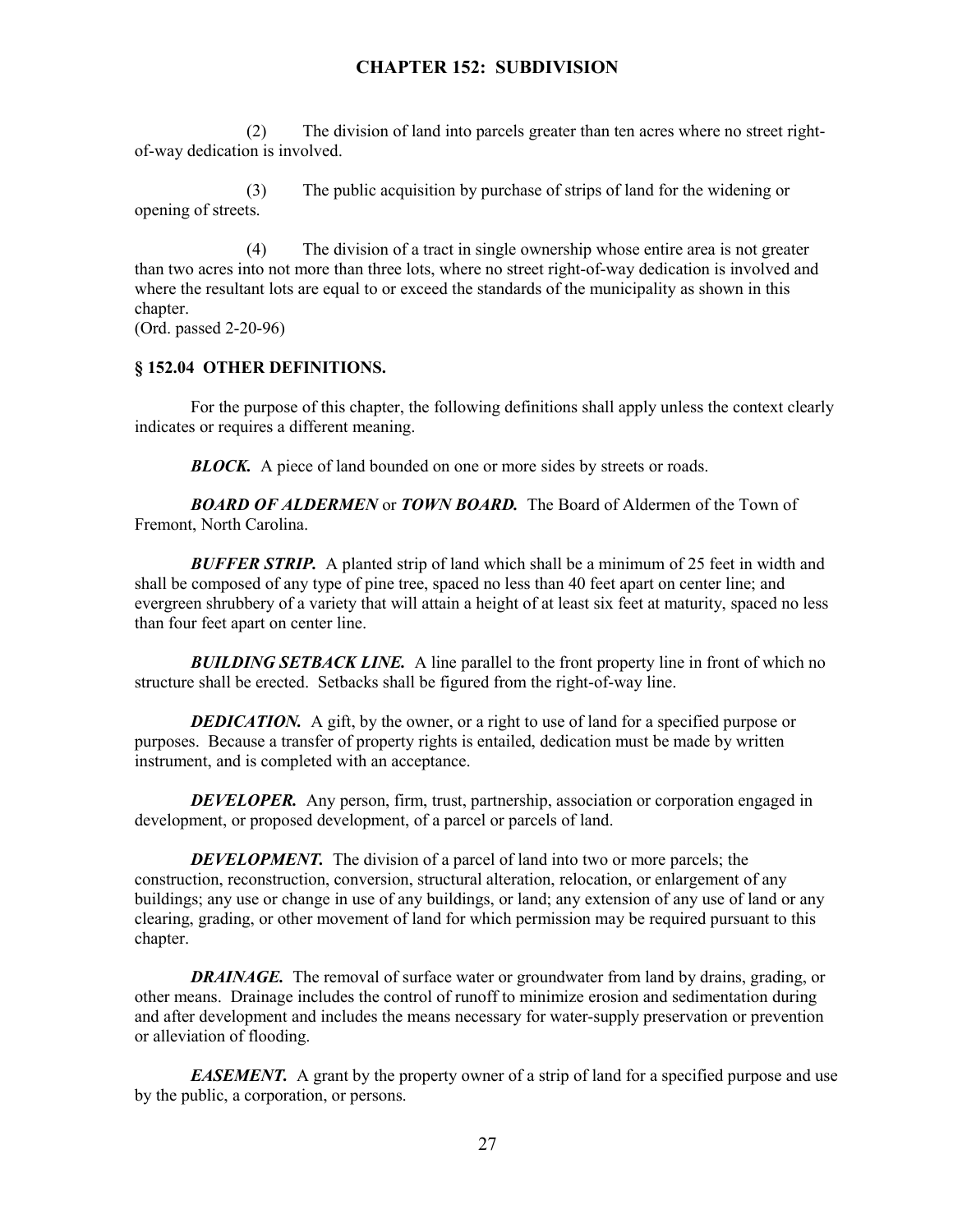(2) The division of land into parcels greater than ten acres where no street right-of-way dedication is involved.

(3) The public acquisition by purchase of strips of land for the widening or opening of streets.

(4) The division of a tract in single ownership whose entire area is not greater than two acres into not more than three lots, where no street right-of-way dedication is involved and where the resultant lots are equal to or exceed the standards of the municipality as shown in this chapter.

(Ord. passed 2-20-96)

### § 152.04 OTHER DEFINITIONS.

For the purpose of this chapter, the following definitions shall apply unless the context clearly indicates or requires a different meaning.

***BLOCK.*** A piece of land bounded on one or more sides by streets or roads.

***BOARD OF ALDERMEN*** or ***TOWN BOARD.*** The Board of Aldermen of the Town of Fremont, North Carolina.

***BUFFER STRIP.*** A planted strip of land which shall be a minimum of 25 feet in width and shall be composed of any type of pine tree, spaced no less than 40 feet apart on center line; and evergreen shrubbery of a variety that will attain a height of at least six feet at maturity, spaced no less than four feet apart on center line.

***BUILDING SETBACK LINE.*** A line parallel to the front property line in front of which no structure shall be erected. Setbacks shall be figured from the right-of-way line.

***DEDICATION.*** A gift, by the owner, or a right to use of land for a specified purpose or purposes. Because a transfer of property rights is entailed, dedication must be made by written instrument, and is completed with an acceptance.

***DEVELOPER.*** Any person, firm, trust, partnership, association or corporation engaged in development, or proposed development, of a parcel or parcels of land.

***DEVELOPMENT.*** The division of a parcel of land into two or more parcels; the construction, reconstruction, conversion, structural alteration, relocation, or enlargement of any buildings; any use or change in use of any buildings, or land; any extension of any use of land or any clearing, grading, or other movement of land for which permission may be required pursuant to this chapter.

***DRAINAGE.*** The removal of surface water or groundwater from land by drains, grading, or other means. Drainage includes the control of runoff to minimize erosion and sedimentation during and after development and includes the means necessary for water-supply preservation or prevention or alleviation of flooding.

***EASEMENT.*** A grant by the property owner of a strip of land for a specified purpose and use by the public, a corporation, or persons.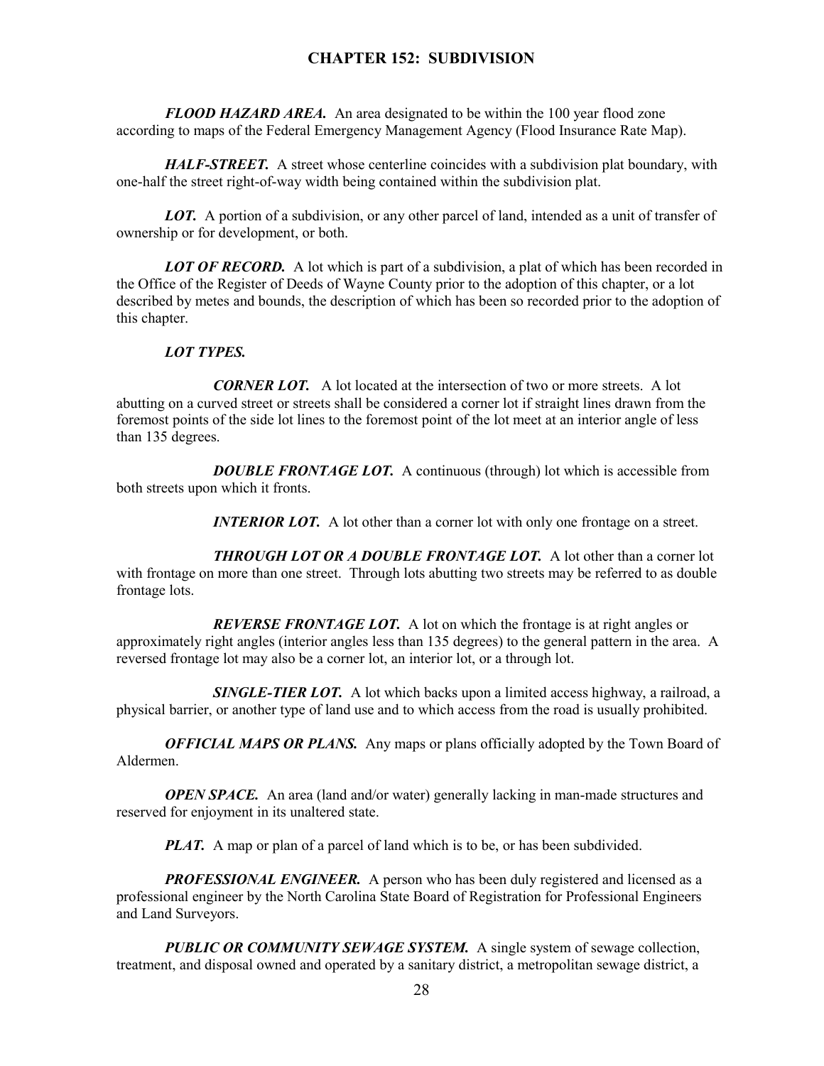## CHAPTER 152: SUBDIVISION

***FLOOD HAZARD AREA.*** An area designated to be within the 100 year flood zone according to maps of the Federal Emergency Management Agency (Flood Insurance Rate Map).

***HALF-STREET.*** A street whose centerline coincides with a subdivision plat boundary, with one-half the street right-of-way width being contained within the subdivision plat.

***LOT.*** A portion of a subdivision, or any other parcel of land, intended as a unit of transfer of ownership or for development, or both.

***LOT OF RECORD.*** A lot which is part of a subdivision, a plat of which has been recorded in the Office of the Register of Deeds of Wayne County prior to the adoption of this chapter, or a lot described by metes and bounds, the description of which has been so recorded prior to the adoption of this chapter.

***LOT TYPES.***

***CORNER LOT.*** A lot located at the intersection of two or more streets. A lot abutting on a curved street or streets shall be considered a corner lot if straight lines drawn from the foremost points of the side lot lines to the foremost point of the lot meet at an interior angle of less than 135 degrees.

***DOUBLE FRONTAGE LOT.*** A continuous (through) lot which is accessible from both streets upon which it fronts.

***INTERIOR LOT.*** A lot other than a corner lot with only one frontage on a street.

***THROUGH LOT OR A DOUBLE FRONTAGE LOT.*** A lot other than a corner lot with frontage on more than one street. Through lots abutting two streets may be referred to as double frontage lots.

***REVERSE FRONTAGE LOT.*** A lot on which the frontage is at right angles or approximately right angles (interior angles less than 135 degrees) to the general pattern in the area. A reversed frontage lot may also be a corner lot, an interior lot, or a through lot.

***SINGLE-TIER LOT.*** A lot which backs upon a limited access highway, a railroad, a physical barrier, or another type of land use and to which access from the road is usually prohibited.

***OFFICIAL MAPS OR PLANS.*** Any maps or plans officially adopted by the Town Board of Aldermen.

***OPEN SPACE.*** An area (land and/or water) generally lacking in man-made structures and reserved for enjoyment in its unaltered state.

***PLAT.*** A map or plan of a parcel of land which is to be, or has been subdivided.

***PROFESSIONAL ENGINEER.*** A person who has been duly registered and licensed as a professional engineer by the North Carolina State Board of Registration for Professional Engineers and Land Surveyors.

***PUBLIC OR COMMUNITY SEWAGE SYSTEM.*** A single system of sewage collection, treatment, and disposal owned and operated by a sanitary district, a metropolitan sewage district, a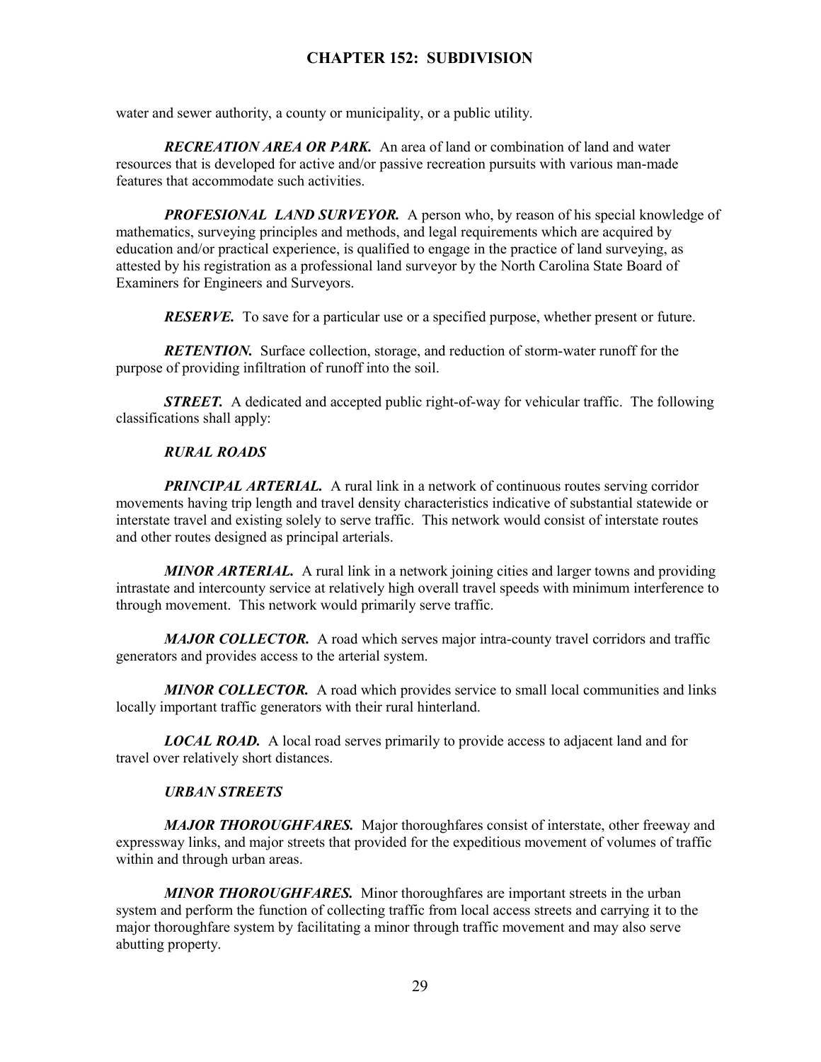water and sewer authority, a county or municipality, or a public utility.

***RECREATION AREA OR PARK.*** An area of land or combination of land and water resources that is developed for active and/or passive recreation pursuits with various man-made features that accommodate such activities.

***PROFESIONAL LAND SURVEYOR.*** A person who, by reason of his special knowledge of mathematics, surveying principles and methods, and legal requirements which are acquired by education and/or practical experience, is qualified to engage in the practice of land surveying, as attested by his registration as a professional land surveyor by the North Carolina State Board of Examiners for Engineers and Surveyors.

***RESERVE.*** To save for a particular use or a specified purpose, whether present or future.

***RETENTION.*** Surface collection, storage, and reduction of storm-water runoff for the purpose of providing infiltration of runoff into the soil.

***STREET.*** A dedicated and accepted public right-of-way for vehicular traffic. The following classifications shall apply:

***RURAL ROADS***

***PRINCIPAL ARTERIAL.*** A rural link in a network of continuous routes serving corridor movements having trip length and travel density characteristics indicative of substantial statewide or interstate travel and existing solely to serve traffic. This network would consist of interstate routes and other routes designed as principal arterials.

***MINOR ARTERIAL.*** A rural link in a network joining cities and larger towns and providing intrastate and intercounty service at relatively high overall travel speeds with minimum interference to through movement. This network would primarily serve traffic.

***MAJOR COLLECTOR.*** A road which serves major intra-county travel corridors and traffic generators and provides access to the arterial system.

***MINOR COLLECTOR.*** A road which provides service to small local communities and links locally important traffic generators with their rural hinterland.

***LOCAL ROAD.*** A local road serves primarily to provide access to adjacent land and for travel over relatively short distances.

***URBAN STREETS***

***MAJOR THOROUGHFARES.*** Major thoroughfares consist of interstate, other freeway and expressway links, and major streets that provided for the expeditious movement of volumes of traffic within and through urban areas.

***MINOR THOROUGHFARES.*** Minor thoroughfares are important streets in the urban system and perform the function of collecting traffic from local access streets and carrying it to the major thoroughfare system by facilitating a minor through traffic movement and may also serve abutting property.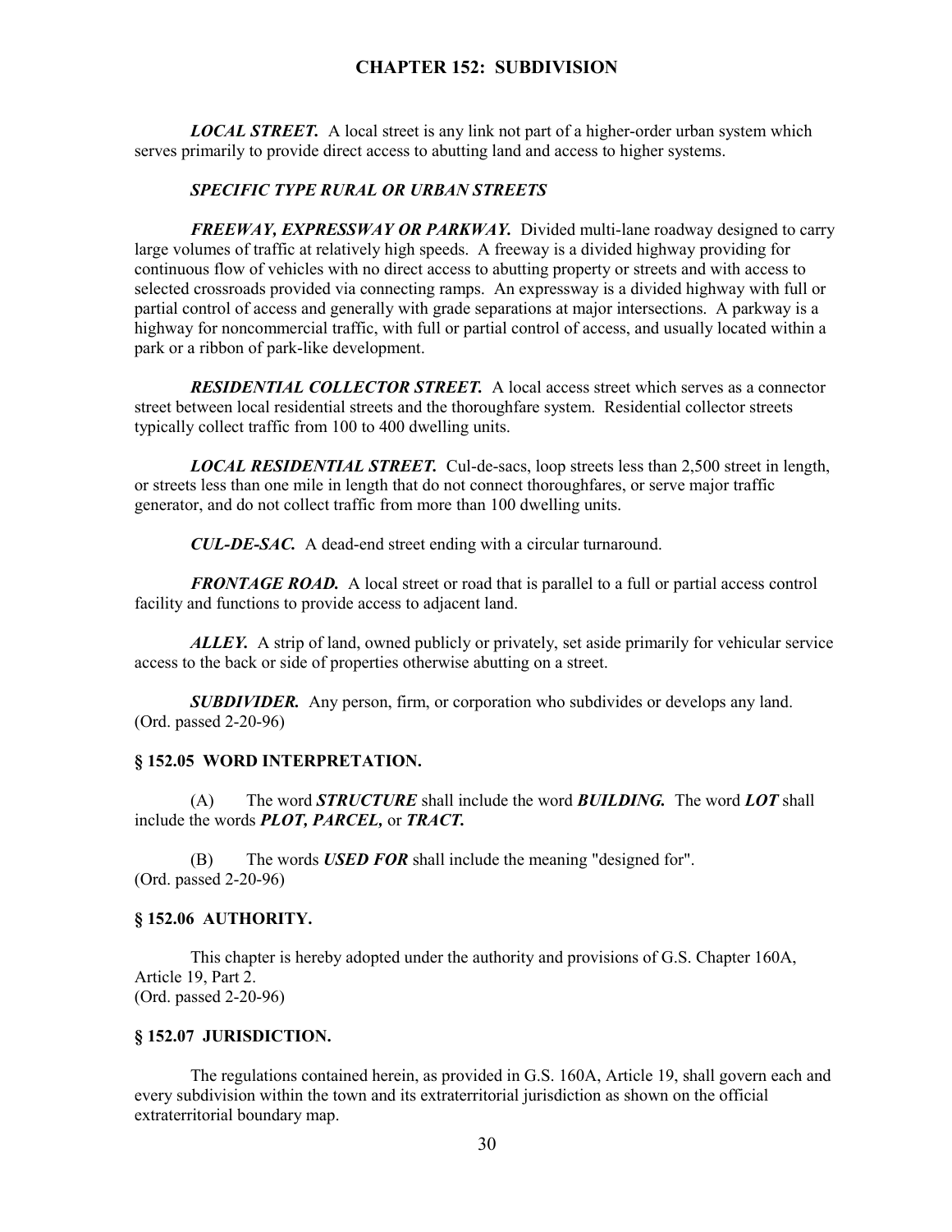***LOCAL STREET.*** A local street is any link not part of a higher-order urban system which serves primarily to provide direct access to abutting land and access to higher systems.

***SPECIFIC TYPE RURAL OR URBAN STREETS***

***FREEWAY, EXPRESSWAY OR PARKWAY.*** Divided multi-lane roadway designed to carry large volumes of traffic at relatively high speeds. A freeway is a divided highway providing for continuous flow of vehicles with no direct access to abutting property or streets and with access to selected crossroads provided via connecting ramps. An expressway is a divided highway with full or partial control of access and generally with grade separations at major intersections. A parkway is a highway for noncommercial traffic, with full or partial control of access, and usually located within a park or a ribbon of park-like development.

***RESIDENTIAL COLLECTOR STREET.*** A local access street which serves as a connector street between local residential streets and the thoroughfare system. Residential collector streets typically collect traffic from 100 to 400 dwelling units.

***LOCAL RESIDENTIAL STREET.*** Cul-de-sacs, loop streets less than 2,500 street in length, or streets less than one mile in length that do not connect thoroughfares, or serve major traffic generator, and do not collect traffic from more than 100 dwelling units.

***CUL-DE-SAC.*** A dead-end street ending with a circular turnaround.

***FRONTAGE ROAD.*** A local street or road that is parallel to a full or partial access control facility and functions to provide access to adjacent land.

***ALLEY.*** A strip of land, owned publicly or privately, set aside primarily for vehicular service access to the back or side of properties otherwise abutting on a street.

***SUBDIVIDER.*** Any person, firm, or corporation who subdivides or develops any land.
(Ord. passed 2-20-96)

### § 152.05 WORD INTERPRETATION.

(A) The word ***STRUCTURE*** shall include the word ***BUILDING.*** The word ***LOT*** shall include the words ***PLOT, PARCEL,*** or ***TRACT.***

(B) The words ***USED FOR*** shall include the meaning "designed for".
(Ord. passed 2-20-96)

### § 152.06 AUTHORITY.

This chapter is hereby adopted under the authority and provisions of G.S. Chapter 160A, Article 19, Part 2.
(Ord. passed 2-20-96)

### § 152.07 JURISDICTION.

The regulations contained herein, as provided in G.S. 160A, Article 19, shall govern each and every subdivision within the town and its extraterritorial jurisdiction as shown on the official extraterritorial boundary map.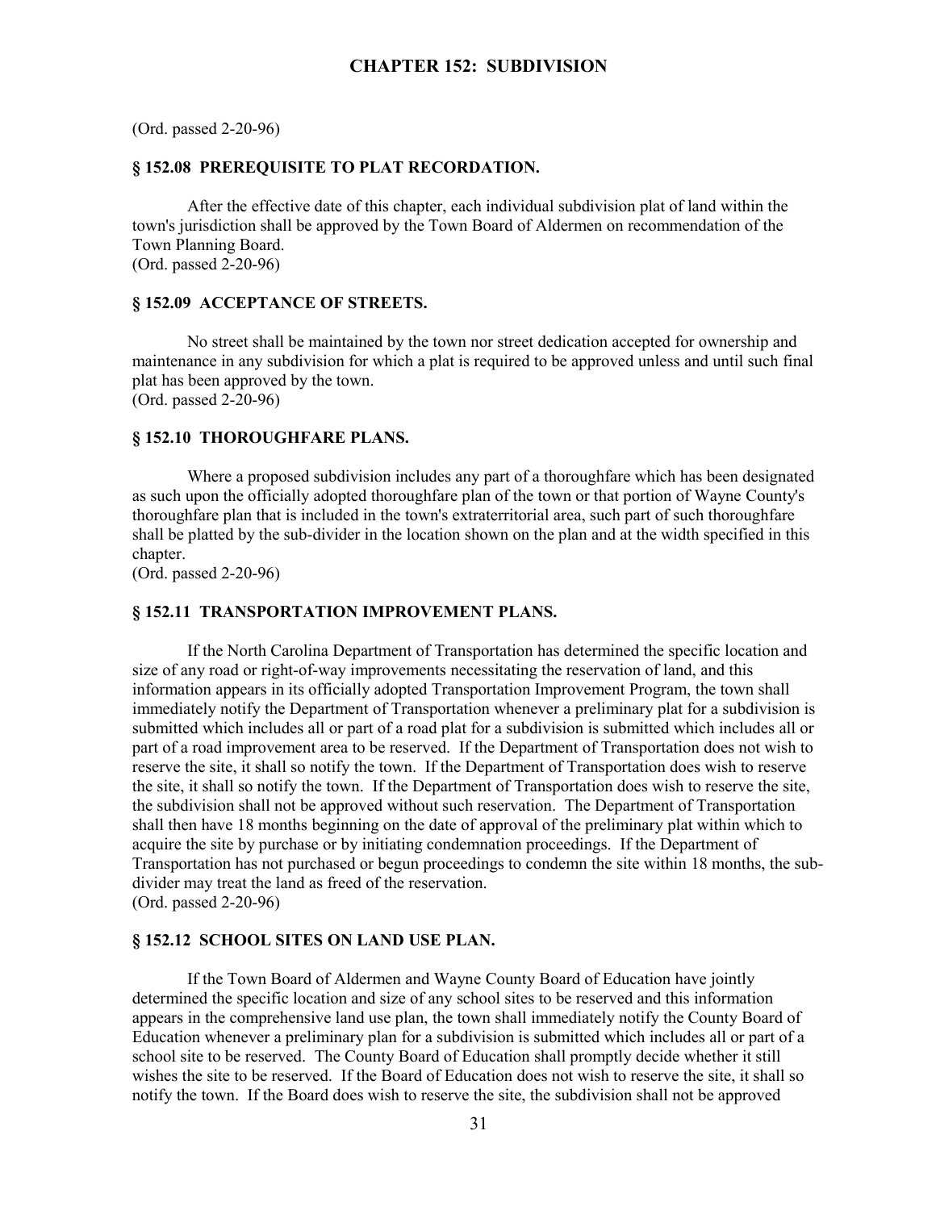(Ord. passed 2-20-96)

### § 152.08 PREREQUISITE TO PLAT RECORDATION.

After the effective date of this chapter, each individual subdivision plat of land within the town's jurisdiction shall be approved by the Town Board of Aldermen on recommendation of the Town Planning Board.
(Ord. passed 2-20-96)

### § 152.09 ACCEPTANCE OF STREETS.

No street shall be maintained by the town nor street dedication accepted for ownership and maintenance in any subdivision for which a plat is required to be approved unless and until such final plat has been approved by the town.
(Ord. passed 2-20-96)

### § 152.10 THOROUGHFARE PLANS.

Where a proposed subdivision includes any part of a thoroughfare which has been designated as such upon the officially adopted thoroughfare plan of the town or that portion of Wayne County's thoroughfare plan that is included in the town's extraterritorial area, such part of such thoroughfare shall be platted by the sub-divider in the location shown on the plan and at the width specified in this chapter.
(Ord. passed 2-20-96)

### § 152.11 TRANSPORTATION IMPROVEMENT PLANS.

If the North Carolina Department of Transportation has determined the specific location and size of any road or right-of-way improvements necessitating the reservation of land, and this information appears in its officially adopted Transportation Improvement Program, the town shall immediately notify the Department of Transportation whenever a preliminary plat for a subdivision is submitted which includes all or part of a road plat for a subdivision is submitted which includes all or part of a road improvement area to be reserved. If the Department of Transportation does not wish to reserve the site, it shall so notify the town. If the Department of Transportation does wish to reserve the site, it shall so notify the town. If the Department of Transportation does wish to reserve the site, the subdivision shall not be approved without such reservation. The Department of Transportation shall then have 18 months beginning on the date of approval of the preliminary plat within which to acquire the site by purchase or by initiating condemnation proceedings. If the Department of Transportation has not purchased or begun proceedings to condemn the site within 18 months, the sub-divider may treat the land as freed of the reservation.
(Ord. passed 2-20-96)

### § 152.12 SCHOOL SITES ON LAND USE PLAN.

If the Town Board of Aldermen and Wayne County Board of Education have jointly determined the specific location and size of any school sites to be reserved and this information appears in the comprehensive land use plan, the town shall immediately notify the County Board of Education whenever a preliminary plan for a subdivision is submitted which includes all or part of a school site to be reserved. The County Board of Education shall promptly decide whether it still wishes the site to be reserved. If the Board of Education does not wish to reserve the site, it shall so notify the town. If the Board does wish to reserve the site, the subdivision shall not be approved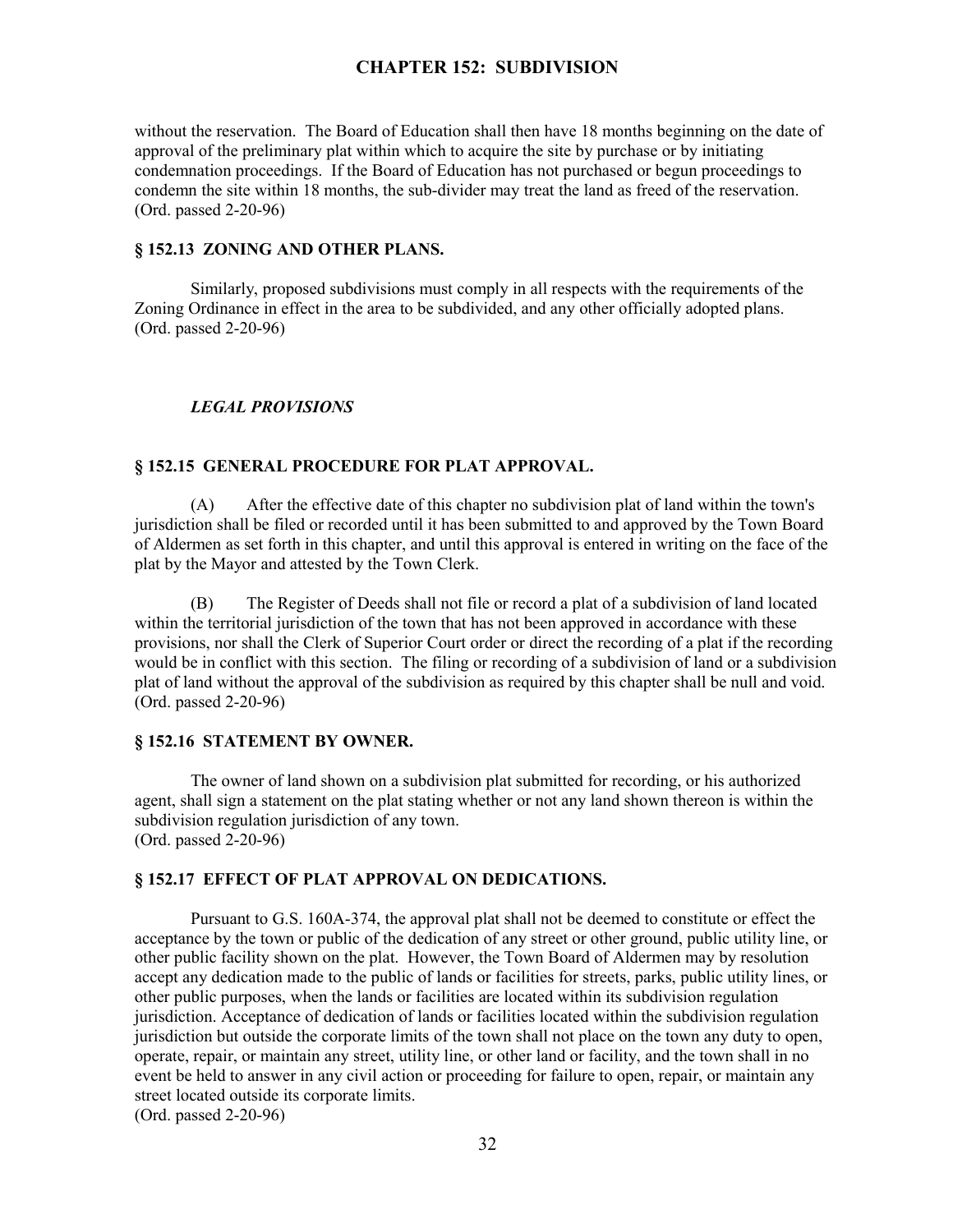without the reservation. The Board of Education shall then have 18 months beginning on the date of approval of the preliminary plat within which to acquire the site by purchase or by initiating condemnation proceedings. If the Board of Education has not purchased or begun proceedings to condemn the site within 18 months, the sub-divider may treat the land as freed of the reservation.
(Ord. passed 2-20-96)

### § 152.13 ZONING AND OTHER PLANS.

Similarly, proposed subdivisions must comply in all respects with the requirements of the Zoning Ordinance in effect in the area to be subdivided, and any other officially adopted plans.
(Ord. passed 2-20-96)

## *LEGAL PROVISIONS*

### § 152.15 GENERAL PROCEDURE FOR PLAT APPROVAL.

(A) After the effective date of this chapter no subdivision plat of land within the town's jurisdiction shall be filed or recorded until it has been submitted to and approved by the Town Board of Aldermen as set forth in this chapter, and until this approval is entered in writing on the face of the plat by the Mayor and attested by the Town Clerk.

(B) The Register of Deeds shall not file or record a plat of a subdivision of land located within the territorial jurisdiction of the town that has not been approved in accordance with these provisions, nor shall the Clerk of Superior Court order or direct the recording of a plat if the recording would be in conflict with this section. The filing or recording of a subdivision of land or a subdivision plat of land without the approval of the subdivision as required by this chapter shall be null and void.
(Ord. passed 2-20-96)

### § 152.16 STATEMENT BY OWNER.

The owner of land shown on a subdivision plat submitted for recording, or his authorized agent, shall sign a statement on the plat stating whether or not any land shown thereon is within the subdivision regulation jurisdiction of any town.
(Ord. passed 2-20-96)

### § 152.17 EFFECT OF PLAT APPROVAL ON DEDICATIONS.

Pursuant to G.S. 160A-374, the approval plat shall not be deemed to constitute or effect the acceptance by the town or public of the dedication of any street or other ground, public utility line, or other public facility shown on the plat. However, the Town Board of Aldermen may by resolution accept any dedication made to the public of lands or facilities for streets, parks, public utility lines, or other public purposes, when the lands or facilities are located within its subdivision regulation jurisdiction. Acceptance of dedication of lands or facilities located within the subdivision regulation jurisdiction but outside the corporate limits of the town shall not place on the town any duty to open, operate, repair, or maintain any street, utility line, or other land or facility, and the town shall in no event be held to answer in any civil action or proceeding for failure to open, repair, or maintain any street located outside its corporate limits.
(Ord. passed 2-20-96)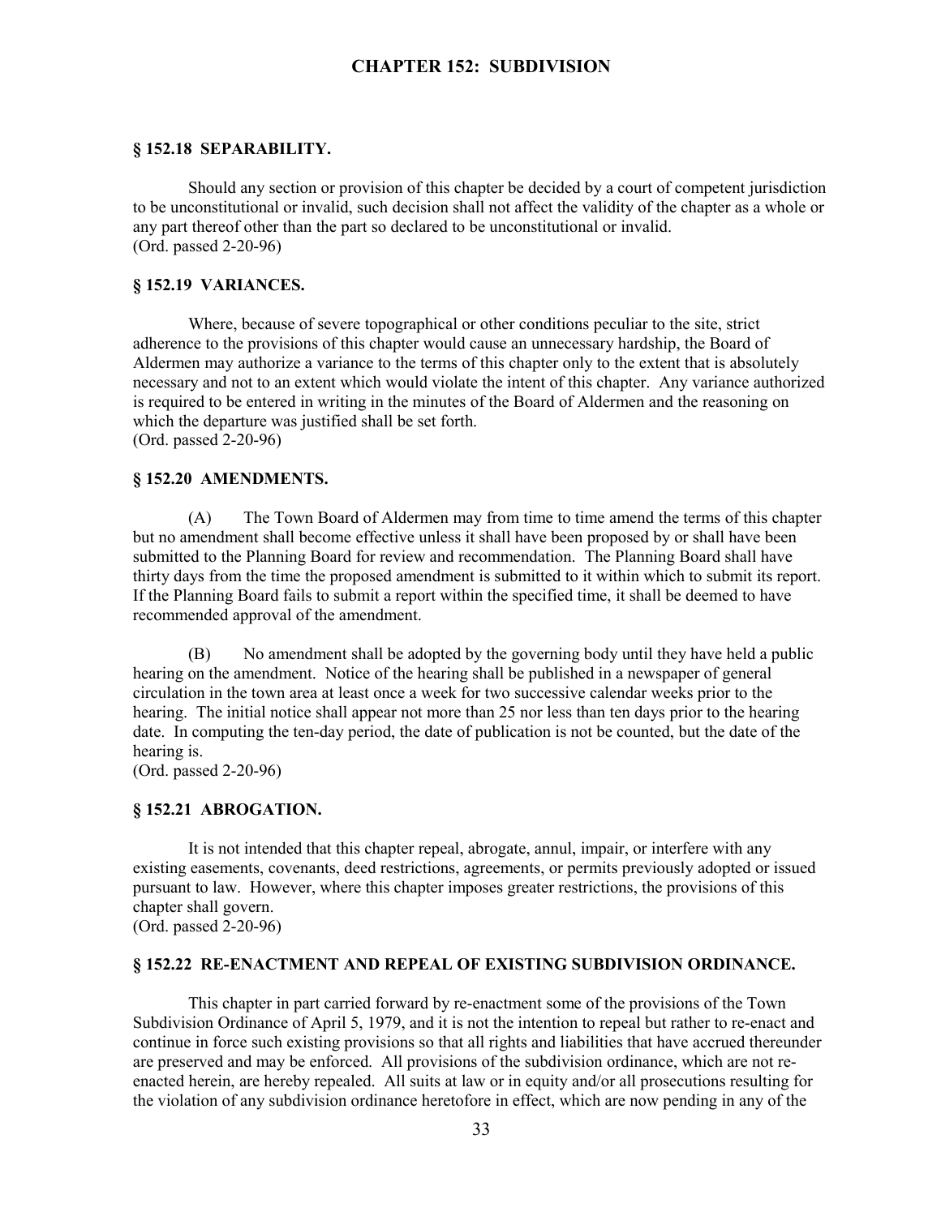# CHAPTER 152: SUBDIVISION

### § 152.18 SEPARABILITY.

Should any section or provision of this chapter be decided by a court of competent jurisdiction to be unconstitutional or invalid, such decision shall not affect the validity of the chapter as a whole or any part thereof other than the part so declared to be unconstitutional or invalid.
(Ord. passed 2-20-96)

### § 152.19 VARIANCES.

Where, because of severe topographical or other conditions peculiar to the site, strict adherence to the provisions of this chapter would cause an unnecessary hardship, the Board of Aldermen may authorize a variance to the terms of this chapter only to the extent that is absolutely necessary and not to an extent which would violate the intent of this chapter. Any variance authorized is required to be entered in writing in the minutes of the Board of Aldermen and the reasoning on which the departure was justified shall be set forth.
(Ord. passed 2-20-96)

### § 152.20 AMENDMENTS.

(A) The Town Board of Aldermen may from time to time amend the terms of this chapter but no amendment shall become effective unless it shall have been proposed by or shall have been submitted to the Planning Board for review and recommendation. The Planning Board shall have thirty days from the time the proposed amendment is submitted to it within which to submit its report. If the Planning Board fails to submit a report within the specified time, it shall be deemed to have recommended approval of the amendment.

(B) No amendment shall be adopted by the governing body until they have held a public hearing on the amendment. Notice of the hearing shall be published in a newspaper of general circulation in the town area at least once a week for two successive calendar weeks prior to the hearing. The initial notice shall appear not more than 25 nor less than ten days prior to the hearing date. In computing the ten-day period, the date of publication is not be counted, but the date of the hearing is.
(Ord. passed 2-20-96)

### § 152.21 ABROGATION.

It is not intended that this chapter repeal, abrogate, annul, impair, or interfere with any existing easements, covenants, deed restrictions, agreements, or permits previously adopted or issued pursuant to law. However, where this chapter imposes greater restrictions, the provisions of this chapter shall govern.
(Ord. passed 2-20-96)

### § 152.22 RE-ENACTMENT AND REPEAL OF EXISTING SUBDIVISION ORDINANCE.

This chapter in part carried forward by re-enactment some of the provisions of the Town Subdivision Ordinance of April 5, 1979, and it is not the intention to repeal but rather to re-enact and continue in force such existing provisions so that all rights and liabilities that have accrued thereunder are preserved and may be enforced. All provisions of the subdivision ordinance, which are not re-enacted herein, are hereby repealed. All suits at law or in equity and/or all prosecutions resulting for the violation of any subdivision ordinance heretofore in effect, which are now pending in any of the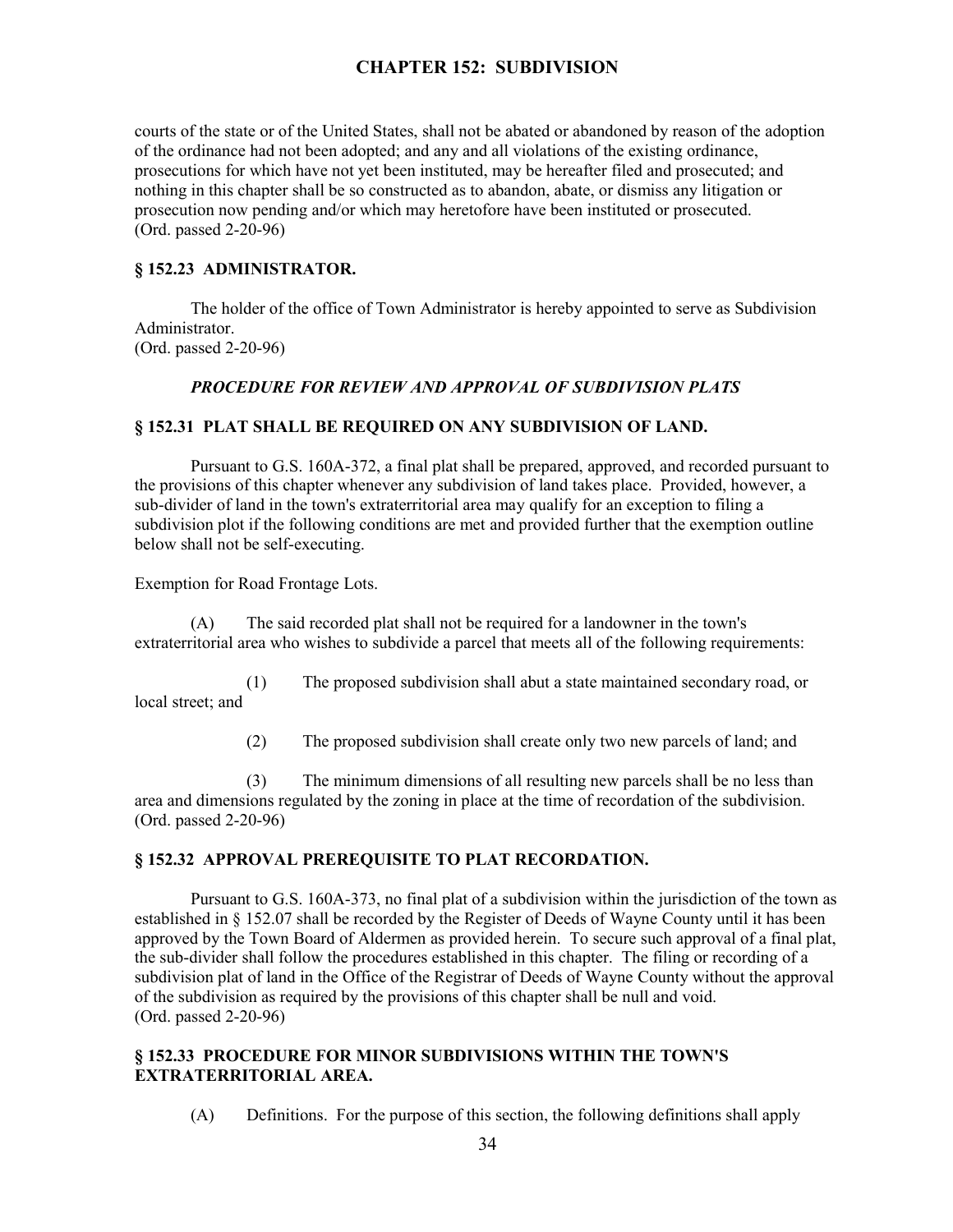courts of the state or of the United States, shall not be abated or abandoned by reason of the adoption of the ordinance had not been adopted; and any and all violations of the existing ordinance, prosecutions for which have not yet been instituted, may be hereafter filed and prosecuted; and nothing in this chapter shall be so constructed as to abandon, abate, or dismiss any litigation or prosecution now pending and/or which may heretofore have been instituted or prosecuted.
(Ord. passed 2-20-96)

### § 152.23 ADMINISTRATOR.

The holder of the office of Town Administrator is hereby appointed to serve as Subdivision Administrator.
(Ord. passed 2-20-96)

## *PROCEDURE FOR REVIEW AND APPROVAL OF SUBDIVISION PLATS*

### § 152.31 PLAT SHALL BE REQUIRED ON ANY SUBDIVISION OF LAND.

Pursuant to G.S. 160A-372, a final plat shall be prepared, approved, and recorded pursuant to the provisions of this chapter whenever any subdivision of land takes place. Provided, however, a sub-divider of land in the town's extraterritorial area may qualify for an exception to filing a subdivision plot if the following conditions are met and provided further that the exemption outline below shall not be self-executing.

Exemption for Road Frontage Lots.

(A) The said recorded plat shall not be required for a landowner in the town's extraterritorial area who wishes to subdivide a parcel that meets all of the following requirements:

(1) The proposed subdivision shall abut a state maintained secondary road, or local street; and

(2) The proposed subdivision shall create only two new parcels of land; and

(3) The minimum dimensions of all resulting new parcels shall be no less than area and dimensions regulated by the zoning in place at the time of recordation of the subdivision.
(Ord. passed 2-20-96)

### § 152.32 APPROVAL PREREQUISITE TO PLAT RECORDATION.

Pursuant to G.S. 160A-373, no final plat of a subdivision within the jurisdiction of the town as established in § 152.07 shall be recorded by the Register of Deeds of Wayne County until it has been approved by the Town Board of Aldermen as provided herein. To secure such approval of a final plat, the sub-divider shall follow the procedures established in this chapter. The filing or recording of a subdivision plat of land in the Office of the Registrar of Deeds of Wayne County without the approval of the subdivision as required by the provisions of this chapter shall be null and void.
(Ord. passed 2-20-96)

### § 152.33 PROCEDURE FOR MINOR SUBDIVISIONS WITHIN THE TOWN'S EXTRATERRITORIAL AREA.

(A) Definitions. For the purpose of this section, the following definitions shall apply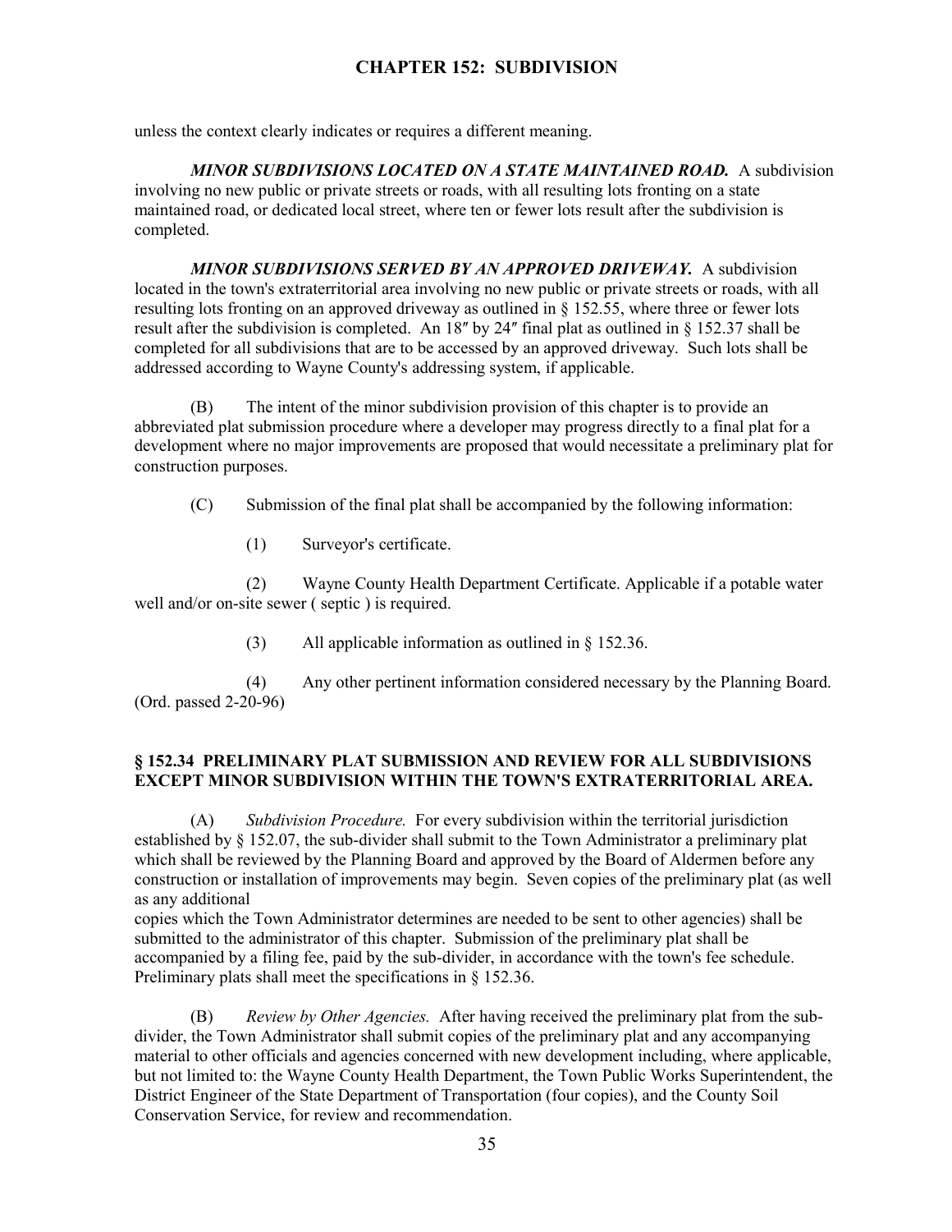unless the context clearly indicates or requires a different meaning.

***MINOR SUBDIVISIONS LOCATED ON A STATE MAINTAINED ROAD.*** A subdivision involving no new public or private streets or roads, with all resulting lots fronting on a state maintained road, or dedicated local street, where ten or fewer lots result after the subdivision is completed.

***MINOR SUBDIVISIONS SERVED BY AN APPROVED DRIVEWAY.*** A subdivision located in the town's extraterritorial area involving no new public or private streets or roads, with all resulting lots fronting on an approved driveway as outlined in § 152.55, where three or fewer lots result after the subdivision is completed. An 18″ by 24″ final plat as outlined in § 152.37 shall be completed for all subdivisions that are to be accessed by an approved driveway. Such lots shall be addressed according to Wayne County's addressing system, if applicable.

(B) The intent of the minor subdivision provision of this chapter is to provide an abbreviated plat submission procedure where a developer may progress directly to a final plat for a development where no major improvements are proposed that would necessitate a preliminary plat for construction purposes.

(C) Submission of the final plat shall be accompanied by the following information:

(1) Surveyor's certificate.

(2) Wayne County Health Department Certificate. Applicable if a potable water well and/or on-site sewer ( septic ) is required.

(3) All applicable information as outlined in § 152.36.

(4) Any other pertinent information considered necessary by the Planning Board. (Ord. passed 2-20-96)

### § 152.34 PRELIMINARY PLAT SUBMISSION AND REVIEW FOR ALL SUBDIVISIONS EXCEPT MINOR SUBDIVISION WITHIN THE TOWN'S EXTRATERRITORIAL AREA.

(A) *Subdivision Procedure.* For every subdivision within the territorial jurisdiction established by § 152.07, the sub-divider shall submit to the Town Administrator a preliminary plat which shall be reviewed by the Planning Board and approved by the Board of Aldermen before any construction or installation of improvements may begin. Seven copies of the preliminary plat (as well as any additional copies which the Town Administrator determines are needed to be sent to other agencies) shall be submitted to the administrator of this chapter. Submission of the preliminary plat shall be accompanied by a filing fee, paid by the sub-divider, in accordance with the town's fee schedule. Preliminary plats shall meet the specifications in § 152.36.

(B) *Review by Other Agencies.* After having received the preliminary plat from the sub-divider, the Town Administrator shall submit copies of the preliminary plat and any accompanying material to other officials and agencies concerned with new development including, where applicable, but not limited to: the Wayne County Health Department, the Town Public Works Superintendent, the District Engineer of the State Department of Transportation (four copies), and the County Soil Conservation Service, for review and recommendation.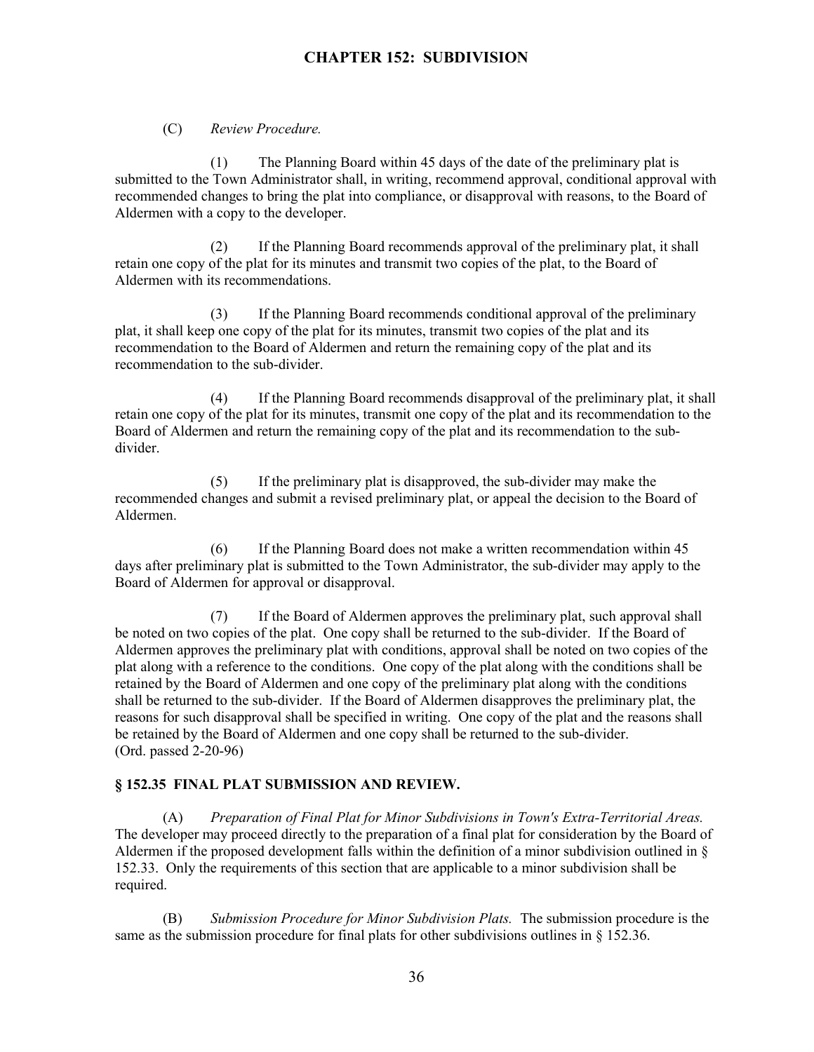(C) *Review Procedure.*

(1) The Planning Board within 45 days of the date of the preliminary plat is submitted to the Town Administrator shall, in writing, recommend approval, conditional approval with recommended changes to bring the plat into compliance, or disapproval with reasons, to the Board of Aldermen with a copy to the developer.

(2) If the Planning Board recommends approval of the preliminary plat, it shall retain one copy of the plat for its minutes and transmit two copies of the plat, to the Board of Aldermen with its recommendations.

(3) If the Planning Board recommends conditional approval of the preliminary plat, it shall keep one copy of the plat for its minutes, transmit two copies of the plat and its recommendation to the Board of Aldermen and return the remaining copy of the plat and its recommendation to the sub-divider.

(4) If the Planning Board recommends disapproval of the preliminary plat, it shall retain one copy of the plat for its minutes, transmit one copy of the plat and its recommendation to the Board of Aldermen and return the remaining copy of the plat and its recommendation to the sub-divider.

(5) If the preliminary plat is disapproved, the sub-divider may make the recommended changes and submit a revised preliminary plat, or appeal the decision to the Board of Aldermen.

(6) If the Planning Board does not make a written recommendation within 45 days after preliminary plat is submitted to the Town Administrator, the sub-divider may apply to the Board of Aldermen for approval or disapproval.

(7) If the Board of Aldermen approves the preliminary plat, such approval shall be noted on two copies of the plat. One copy shall be returned to the sub-divider. If the Board of Aldermen approves the preliminary plat with conditions, approval shall be noted on two copies of the plat along with a reference to the conditions. One copy of the plat along with the conditions shall be retained by the Board of Aldermen and one copy of the preliminary plat along with the conditions shall be returned to the sub-divider. If the Board of Aldermen disapproves the preliminary plat, the reasons for such disapproval shall be specified in writing. One copy of the plat and the reasons shall be retained by the Board of Aldermen and one copy shall be returned to the sub-divider.
(Ord. passed 2-20-96)

### § 152.35 FINAL PLAT SUBMISSION AND REVIEW.

(A) *Preparation of Final Plat for Minor Subdivisions in Town's Extra-Territorial Areas.* The developer may proceed directly to the preparation of a final plat for consideration by the Board of Aldermen if the proposed development falls within the definition of a minor subdivision outlined in § 152.33. Only the requirements of this section that are applicable to a minor subdivision shall be required.

(B) *Submission Procedure for Minor Subdivision Plats.* The submission procedure is the same as the submission procedure for final plats for other subdivisions outlines in § 152.36.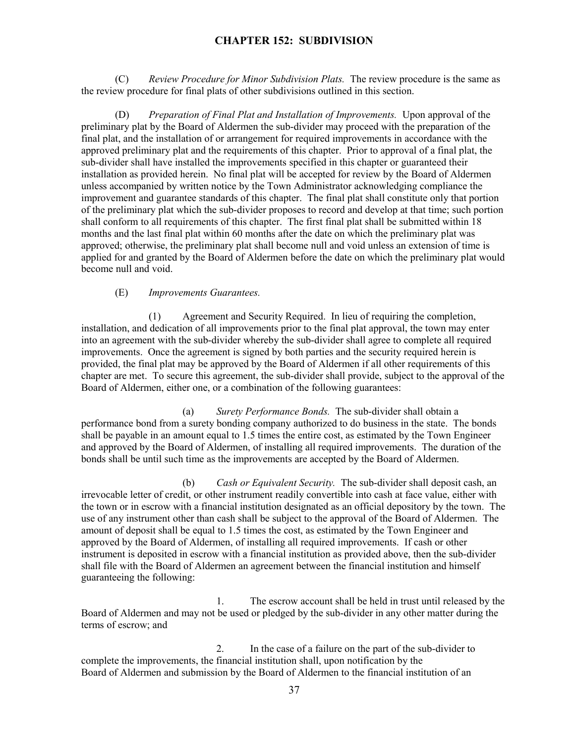# CHAPTER 152: SUBDIVISION

(C) *Review Procedure for Minor Subdivision Plats.* The review procedure is the same as the review procedure for final plats of other subdivisions outlined in this section.

(D) *Preparation of Final Plat and Installation of Improvements.* Upon approval of the preliminary plat by the Board of Aldermen the sub-divider may proceed with the preparation of the final plat, and the installation of or arrangement for required improvements in accordance with the approved preliminary plat and the requirements of this chapter. Prior to approval of a final plat, the sub-divider shall have installed the improvements specified in this chapter or guaranteed their installation as provided herein. No final plat will be accepted for review by the Board of Aldermen unless accompanied by written notice by the Town Administrator acknowledging compliance the improvement and guarantee standards of this chapter. The final plat shall constitute only that portion of the preliminary plat which the sub-divider proposes to record and develop at that time; such portion shall conform to all requirements of this chapter. The first final plat shall be submitted within 18 months and the last final plat within 60 months after the date on which the preliminary plat was approved; otherwise, the preliminary plat shall become null and void unless an extension of time is applied for and granted by the Board of Aldermen before the date on which the preliminary plat would become null and void.

(E) *Improvements Guarantees.*

(1) Agreement and Security Required. In lieu of requiring the completion, installation, and dedication of all improvements prior to the final plat approval, the town may enter into an agreement with the sub-divider whereby the sub-divider shall agree to complete all required improvements. Once the agreement is signed by both parties and the security required herein is provided, the final plat may be approved by the Board of Aldermen if all other requirements of this chapter are met. To secure this agreement, the sub-divider shall provide, subject to the approval of the Board of Aldermen, either one, or a combination of the following guarantees:

(a) *Surety Performance Bonds.* The sub-divider shall obtain a performance bond from a surety bonding company authorized to do business in the state. The bonds shall be payable in an amount equal to 1.5 times the entire cost, as estimated by the Town Engineer and approved by the Board of Aldermen, of installing all required improvements. The duration of the bonds shall be until such time as the improvements are accepted by the Board of Aldermen.

(b) *Cash or Equivalent Security.* The sub-divider shall deposit cash, an irrevocable letter of credit, or other instrument readily convertible into cash at face value, either with the town or in escrow with a financial institution designated as an official depository by the town. The use of any instrument other than cash shall be subject to the approval of the Board of Aldermen. The amount of deposit shall be equal to 1.5 times the cost, as estimated by the Town Engineer and approved by the Board of Aldermen, of installing all required improvements. If cash or other instrument is deposited in escrow with a financial institution as provided above, then the sub-divider shall file with the Board of Aldermen an agreement between the financial institution and himself guaranteeing the following:

1. The escrow account shall be held in trust until released by the Board of Aldermen and may not be used or pledged by the sub-divider in any other matter during the terms of escrow; and

2. In the case of a failure on the part of the sub-divider to complete the improvements, the financial institution shall, upon notification by the Board of Aldermen and submission by the Board of Aldermen to the financial institution of an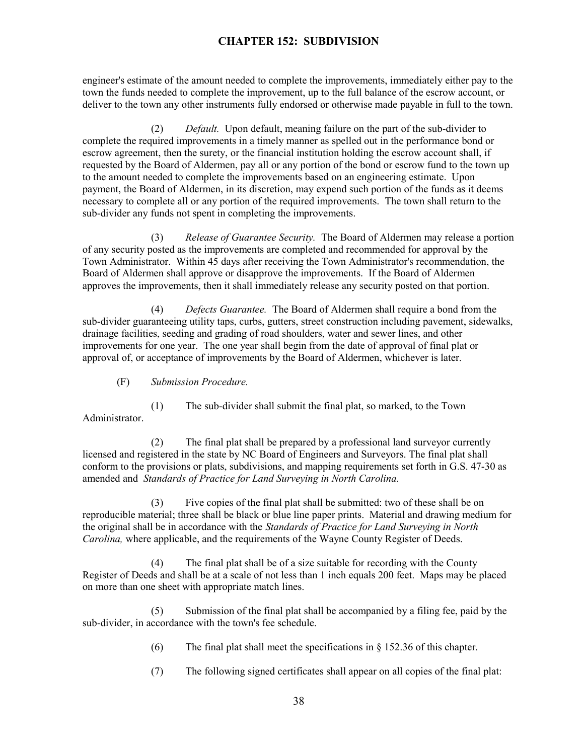engineer's estimate of the amount needed to complete the improvements, immediately either pay to the town the funds needed to complete the improvement, up to the full balance of the escrow account, or deliver to the town any other instruments fully endorsed or otherwise made payable in full to the town.

(2) *Default.* Upon default, meaning failure on the part of the sub-divider to complete the required improvements in a timely manner as spelled out in the performance bond or escrow agreement, then the surety, or the financial institution holding the escrow account shall, if requested by the Board of Aldermen, pay all or any portion of the bond or escrow fund to the town up to the amount needed to complete the improvements based on an engineering estimate. Upon payment, the Board of Aldermen, in its discretion, may expend such portion of the funds as it deems necessary to complete all or any portion of the required improvements. The town shall return to the sub-divider any funds not spent in completing the improvements.

(3) *Release of Guarantee Security.* The Board of Aldermen may release a portion of any security posted as the improvements are completed and recommended for approval by the Town Administrator. Within 45 days after receiving the Town Administrator's recommendation, the Board of Aldermen shall approve or disapprove the improvements. If the Board of Aldermen approves the improvements, then it shall immediately release any security posted on that portion.

(4) *Defects Guarantee.* The Board of Aldermen shall require a bond from the sub-divider guaranteeing utility taps, curbs, gutters, street construction including pavement, sidewalks, drainage facilities, seeding and grading of road shoulders, water and sewer lines, and other improvements for one year. The one year shall begin from the date of approval of final plat or approval of, or acceptance of improvements by the Board of Aldermen, whichever is later.

(F) *Submission Procedure.*

(1) The sub-divider shall submit the final plat, so marked, to the Town Administrator.

(2) The final plat shall be prepared by a professional land surveyor currently licensed and registered in the state by NC Board of Engineers and Surveyors. The final plat shall conform to the provisions or plats, subdivisions, and mapping requirements set forth in G.S. 47-30 as amended and *Standards of Practice for Land Surveying in North Carolina.*

(3) Five copies of the final plat shall be submitted: two of these shall be on reproducible material; three shall be black or blue line paper prints. Material and drawing medium for the original shall be in accordance with the *Standards of Practice for Land Surveying in North Carolina,* where applicable, and the requirements of the Wayne County Register of Deeds.

(4) The final plat shall be of a size suitable for recording with the County Register of Deeds and shall be at a scale of not less than 1 inch equals 200 feet. Maps may be placed on more than one sheet with appropriate match lines.

(5) Submission of the final plat shall be accompanied by a filing fee, paid by the sub-divider, in accordance with the town's fee schedule.

(6) The final plat shall meet the specifications in § 152.36 of this chapter.

(7) The following signed certificates shall appear on all copies of the final plat: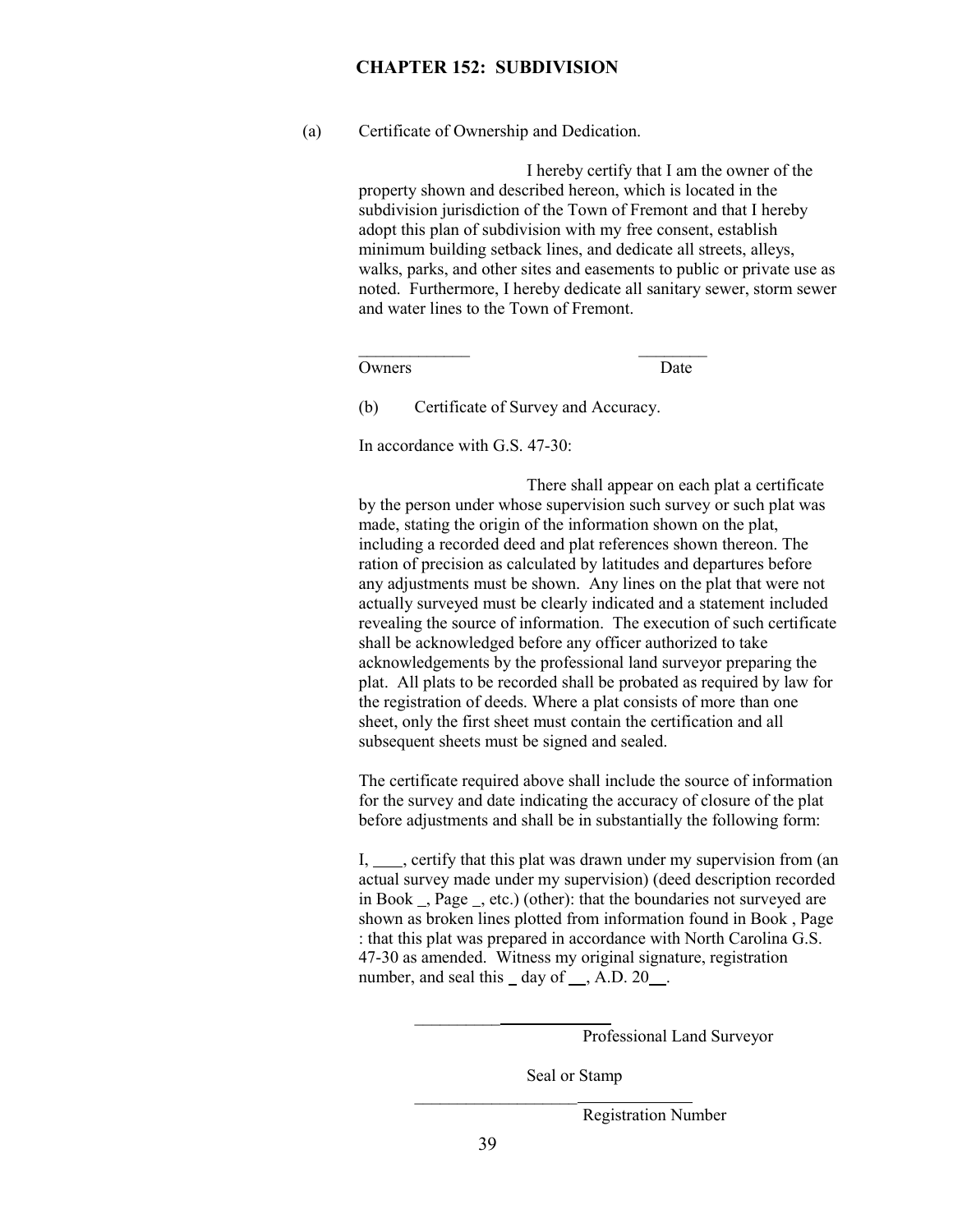## CHAPTER 152: SUBDIVISION

(a) Certificate of Ownership and Dedication.

I hereby certify that I am the owner of the property shown and described hereon, which is located in the subdivision jurisdiction of the Town of Fremont and that I hereby adopt this plan of subdivision with my free consent, establish minimum building setback lines, and dedicate all streets, alleys, walks, parks, and other sites and easements to public or private use as noted. Furthermore, I hereby dedicate all sanitary sewer, storm sewer and water lines to the Town of Fremont.

_____________ ________
Owners Date

(b) Certificate of Survey and Accuracy.

In accordance with G.S. 47-30:

There shall appear on each plat a certificate by the person under whose supervision such survey or such plat was made, stating the origin of the information shown on the plat, including a recorded deed and plat references shown thereon. The ration of precision as calculated by latitudes and departures before any adjustments must be shown. Any lines on the plat that were not actually surveyed must be clearly indicated and a statement included revealing the source of information. The execution of such certificate shall be acknowledged before any officer authorized to take acknowledgements by the professional land surveyor preparing the plat. All plats to be recorded shall be probated as required by law for the registration of deeds. Where a plat consists of more than one sheet, only the first sheet must contain the certification and all subsequent sheets must be signed and sealed.

The certificate required above shall include the source of information for the survey and date indicating the accuracy of closure of the plat before adjustments and shall be in substantially the following form:

I, ____, certify that this plat was drawn under my supervision from (an actual survey made under my supervision) (deed description recorded in Book _, Page _, etc.) (other): that the boundaries not surveyed are shown as broken lines plotted from information found in Book , Page : that this plat was prepared in accordance with North Carolina G.S. 47-30 as amended. Witness my original signature, registration number, and seal this _ day of __, A.D. 20__.

_______________________
Professional Land Surveyor

Seal or Stamp

_________________________________
Registration Number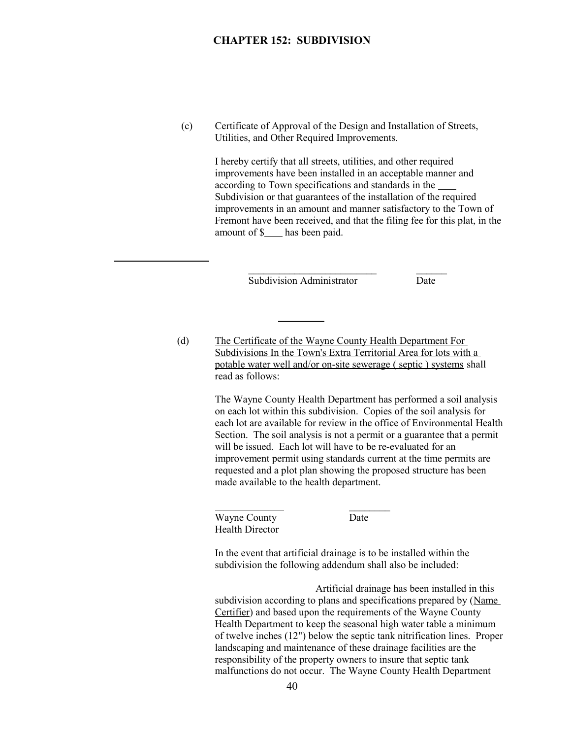(c) Certificate of Approval of the Design and Installation of Streets, Utilities, and Other Required Improvements.

I hereby certify that all streets, utilities, and other required improvements have been installed in an acceptable manner and according to Town specifications and standards in the ____ Subdivision or that guarantees of the installation of the required improvements in an amount and manner satisfactory to the Town of Fremont have been received, and that the filing fee for this plat, in the amount of $____ has been paid.

_________________________ ______

Subdivision Administrator Date

(d) <u>The Certificate of the Wayne County Health Department For Subdivisions In the Town's Extra Territorial Area for lots with a potable water well and/or on-site sewerage ( septic ) systems</u> shall read as follows:

The Wayne County Health Department has performed a soil analysis on each lot within this subdivision. Copies of the soil analysis for each lot are available for review in the office of Environmental Health Section. The soil analysis is not a permit or a guarantee that a permit will be issued. Each lot will have to be re-evaluated for an improvement permit using standards current at the time permits are requested and a plot plan showing the proposed structure has been made available to the health department.

_____________ ________

Wayne County Health Director Date

In the event that artificial drainage is to be installed within the subdivision the following addendum shall also be included:

Artificial drainage has been installed in this subdivision according to plans and specifications prepared by (<u>Name Certifier</u>) and based upon the requirements of the Wayne County Health Department to keep the seasonal high water table a minimum of twelve inches (12") below the septic tank nitrification lines. Proper landscaping and maintenance of these drainage facilities are the responsibility of the property owners to insure that septic tank malfunctions do not occur. The Wayne County Health Department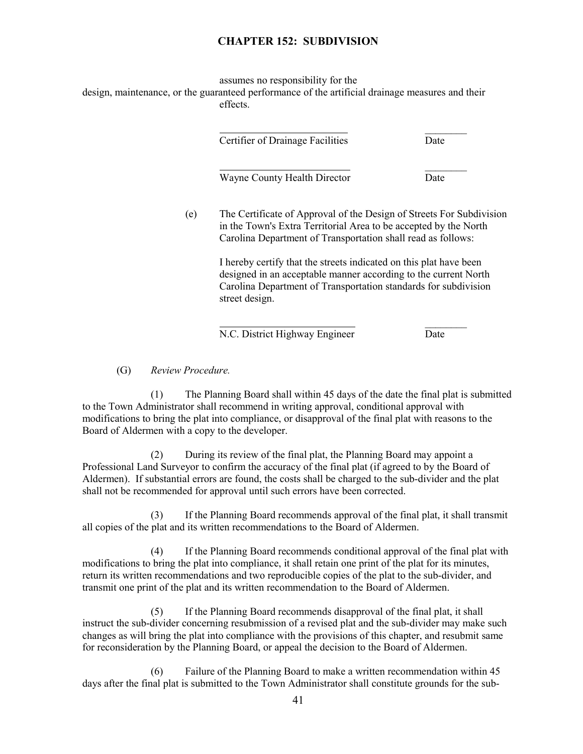assumes no responsibility for the design, maintenance, or the guaranteed performance of the artificial drainage measures and their effects.

_________________________ ________
Certifier of Drainage Facilities Date

_________________________ ________
Wayne County Health Director Date

(e) The Certificate of Approval of the Design of Streets For Subdivision in the Town's Extra Territorial Area to be accepted by the North Carolina Department of Transportation shall read as follows:

I hereby certify that the streets indicated on this plat have been designed in an acceptable manner according to the current North Carolina Department of Transportation standards for subdivision street design.

_________________________ ________
N.C. District Highway Engineer Date

(G) *Review Procedure.*

(1) The Planning Board shall within 45 days of the date the final plat is submitted to the Town Administrator shall recommend in writing approval, conditional approval with modifications to bring the plat into compliance, or disapproval of the final plat with reasons to the Board of Aldermen with a copy to the developer.

(2) During its review of the final plat, the Planning Board may appoint a Professional Land Surveyor to confirm the accuracy of the final plat (if agreed to by the Board of Aldermen). If substantial errors are found, the costs shall be charged to the sub-divider and the plat shall not be recommended for approval until such errors have been corrected.

(3) If the Planning Board recommends approval of the final plat, it shall transmit all copies of the plat and its written recommendations to the Board of Aldermen.

(4) If the Planning Board recommends conditional approval of the final plat with modifications to bring the plat into compliance, it shall retain one print of the plat for its minutes, return its written recommendations and two reproducible copies of the plat to the sub-divider, and transmit one print of the plat and its written recommendation to the Board of Aldermen.

(5) If the Planning Board recommends disapproval of the final plat, it shall instruct the sub-divider concerning resubmission of a revised plat and the sub-divider may make such changes as will bring the plat into compliance with the provisions of this chapter, and resubmit same for reconsideration by the Planning Board, or appeal the decision to the Board of Aldermen.

(6) Failure of the Planning Board to make a written recommendation within 45 days after the final plat is submitted to the Town Administrator shall constitute grounds for the sub-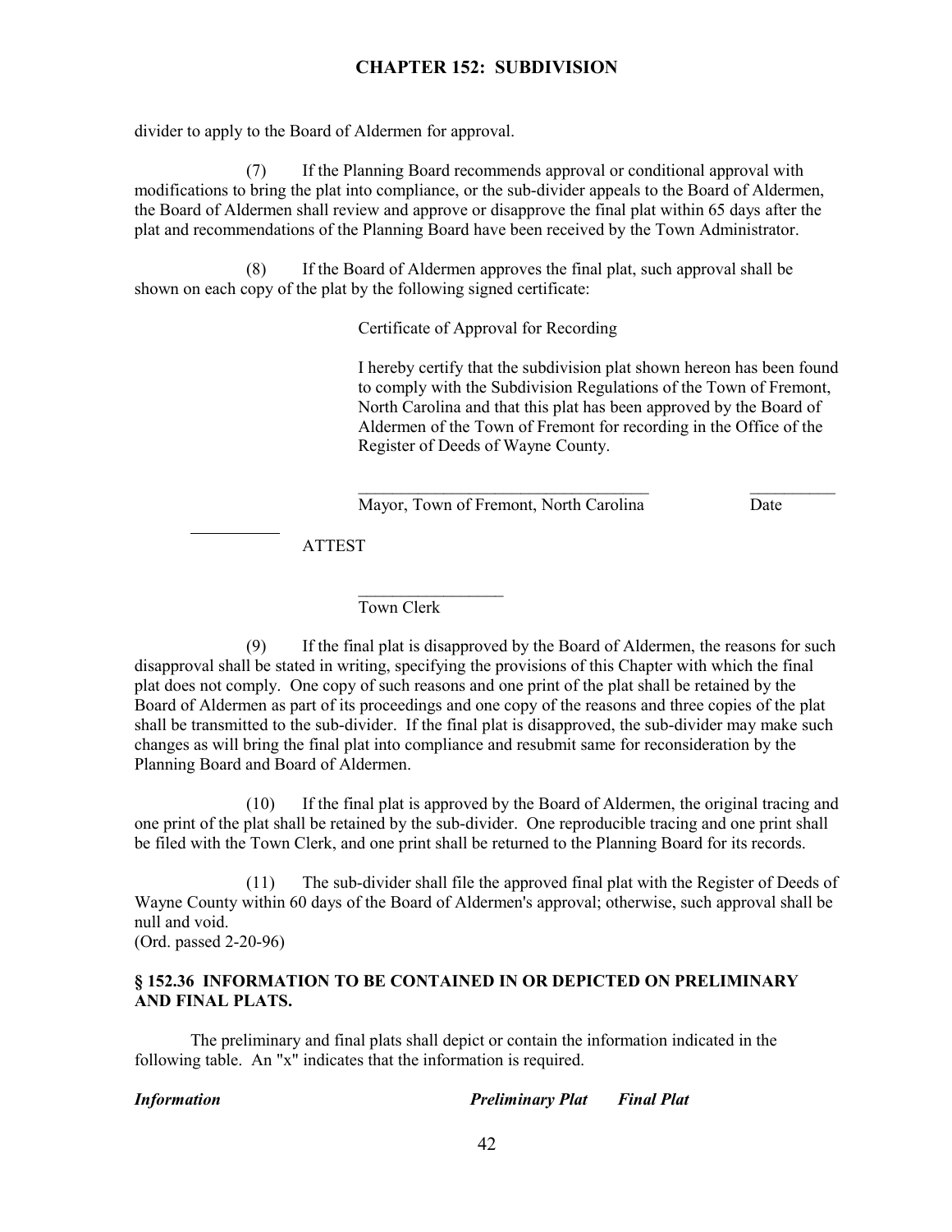divider to apply to the Board of Aldermen for approval.

(7) If the Planning Board recommends approval or conditional approval with modifications to bring the plat into compliance, or the sub-divider appeals to the Board of Aldermen, the Board of Aldermen shall review and approve or disapprove the final plat within 65 days after the plat and recommendations of the Planning Board have been received by the Town Administrator.

(8) If the Board of Aldermen approves the final plat, such approval shall be shown on each copy of the plat by the following signed certificate:

> Certificate of Approval for Recording
>
> I hereby certify that the subdivision plat shown hereon has been found to comply with the Subdivision Regulations of the Town of Fremont, North Carolina and that this plat has been approved by the Board of Aldermen of the Town of Fremont for recording in the Office of the Register of Deeds of Wayne County.
>
> ___________________________________ __________
> Mayor, Town of Fremont, North Carolina Date
>
> ATTEST
>
> _________________
> Town Clerk

(9) If the final plat is disapproved by the Board of Aldermen, the reasons for such disapproval shall be stated in writing, specifying the provisions of this Chapter with which the final plat does not comply. One copy of such reasons and one print of the plat shall be retained by the Board of Aldermen as part of its proceedings and one copy of the reasons and three copies of the plat shall be transmitted to the sub-divider. If the final plat is disapproved, the sub-divider may make such changes as will bring the final plat into compliance and resubmit same for reconsideration by the Planning Board and Board of Aldermen.

(10) If the final plat is approved by the Board of Aldermen, the original tracing and one print of the plat shall be retained by the sub-divider. One reproducible tracing and one print shall be filed with the Town Clerk, and one print shall be returned to the Planning Board for its records.

(11) The sub-divider shall file the approved final plat with the Register of Deeds of Wayne County within 60 days of the Board of Aldermen's approval; otherwise, such approval shall be null and void.
(Ord. passed 2-20-96)

### § 152.36 INFORMATION TO BE CONTAINED IN OR DEPICTED ON PRELIMINARY AND FINAL PLATS.

The preliminary and final plats shall depict or contain the information indicated in the following table. An "x" indicates that the information is required.

| ***Information*** | ***Preliminary Plat*** | ***Final Plat*** |
|---|---|---|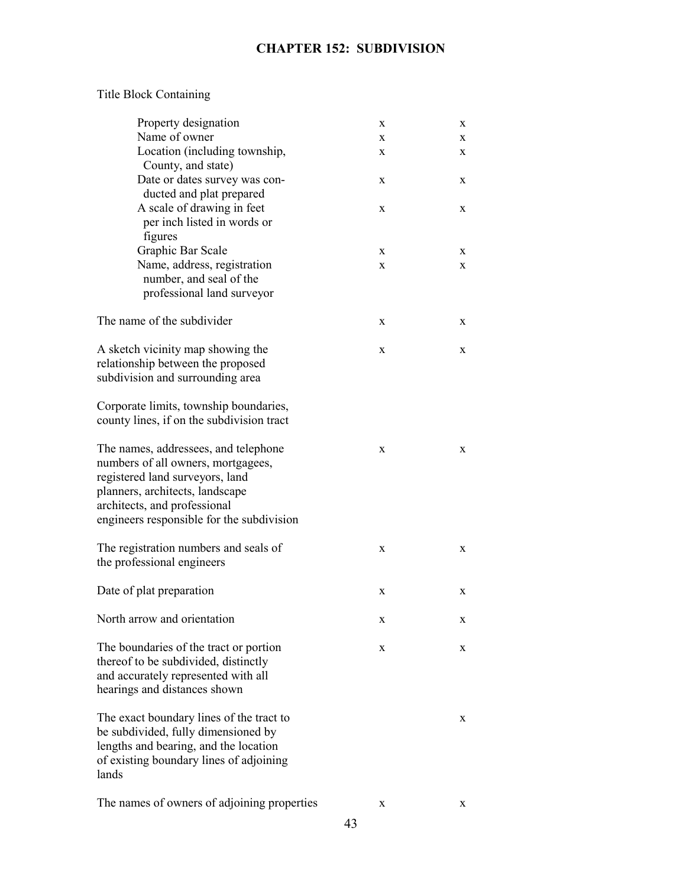## CHAPTER 152: SUBDIVISION

| | | |
|---|---|---|
| Title Block Containing | | |
| Property designation | x | x |
| Name of owner | x | x |
| Location (including township, County, and state) | x | x |
| Date or dates survey was conducted and plat prepared | x | x |
| A scale of drawing in feet per inch listed in words or figures | x | x |
| Graphic Bar Scale | x | x |
| Name, address, registration number, and seal of the professional land surveyor | x | x |
| The name of the subdivider | x | x |
| A sketch vicinity map showing the relationship between the proposed subdivision and surrounding area | x | x |
| Corporate limits, township boundaries, county lines, if on the subdivision tract | | |
| The names, addressees, and telephone numbers of all owners, mortgagees, registered land surveyors, land planners, architects, landscape architects, and professional engineers responsible for the subdivision | x | x |
| The registration numbers and seals of the professional engineers | x | x |
| Date of plat preparation | x | x |
| North arrow and orientation | x | x |
| The boundaries of the tract or portion thereof to be subdivided, distinctly and accurately represented with all hearings and distances shown | x | x |
| The exact boundary lines of the tract to be subdivided, fully dimensioned by lengths and bearing, and the location of existing boundary lines of adjoining lands | | x |
| The names of owners of adjoining properties | x | x |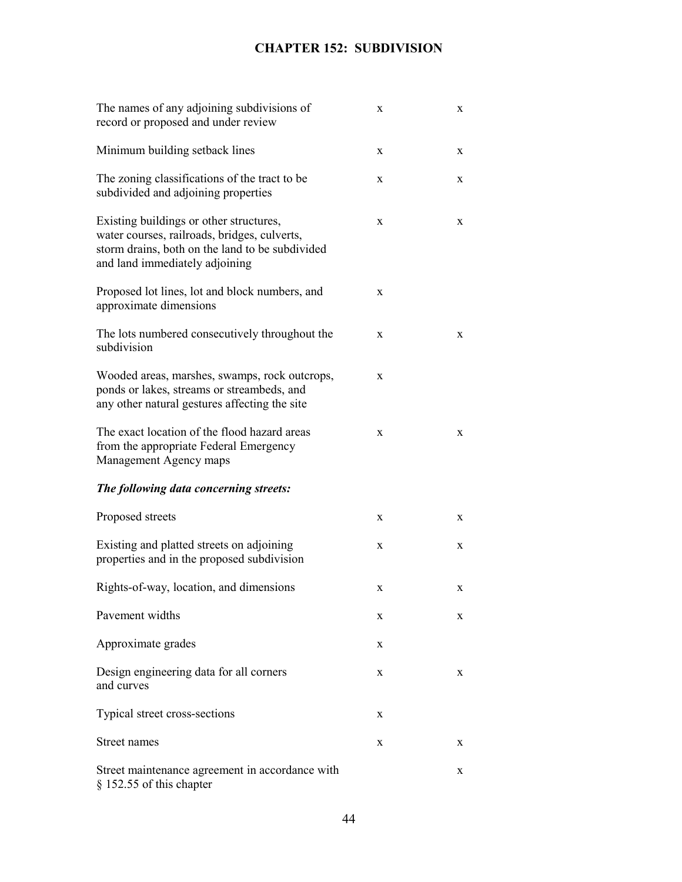## CHAPTER 152: SUBDIVISION

| | | |
|---|---|---|
| The names of any adjoining subdivisions of record or proposed and under review | x | x |
| Minimum building setback lines | x | x |
| The zoning classifications of the tract to be subdivided and adjoining properties | x | x |
| Existing buildings or other structures, water courses, railroads, bridges, culverts, storm drains, both on the land to be subdivided and land immediately adjoining | x | x |
| Proposed lot lines, lot and block numbers, and approximate dimensions | x | |
| The lots numbered consecutively throughout the subdivision | x | x |
| Wooded areas, marshes, swamps, rock outcrops, ponds or lakes, streams or streambeds, and any other natural gestures affecting the site | x | |
| The exact location of the flood hazard areas from the appropriate Federal Emergency Management Agency maps | x | x |
| ***The following data concerning streets:*** | | |
| Proposed streets | x | x |
| Existing and platted streets on adjoining properties and in the proposed subdivision | x | x |
| Rights-of-way, location, and dimensions | x | x |
| Pavement widths | x | x |
| Approximate grades | x | |
| Design engineering data for all corners and curves | x | x |
| Typical street cross-sections | x | |
| Street names | x | x |
| Street maintenance agreement in accordance with § 152.55 of this chapter | | x |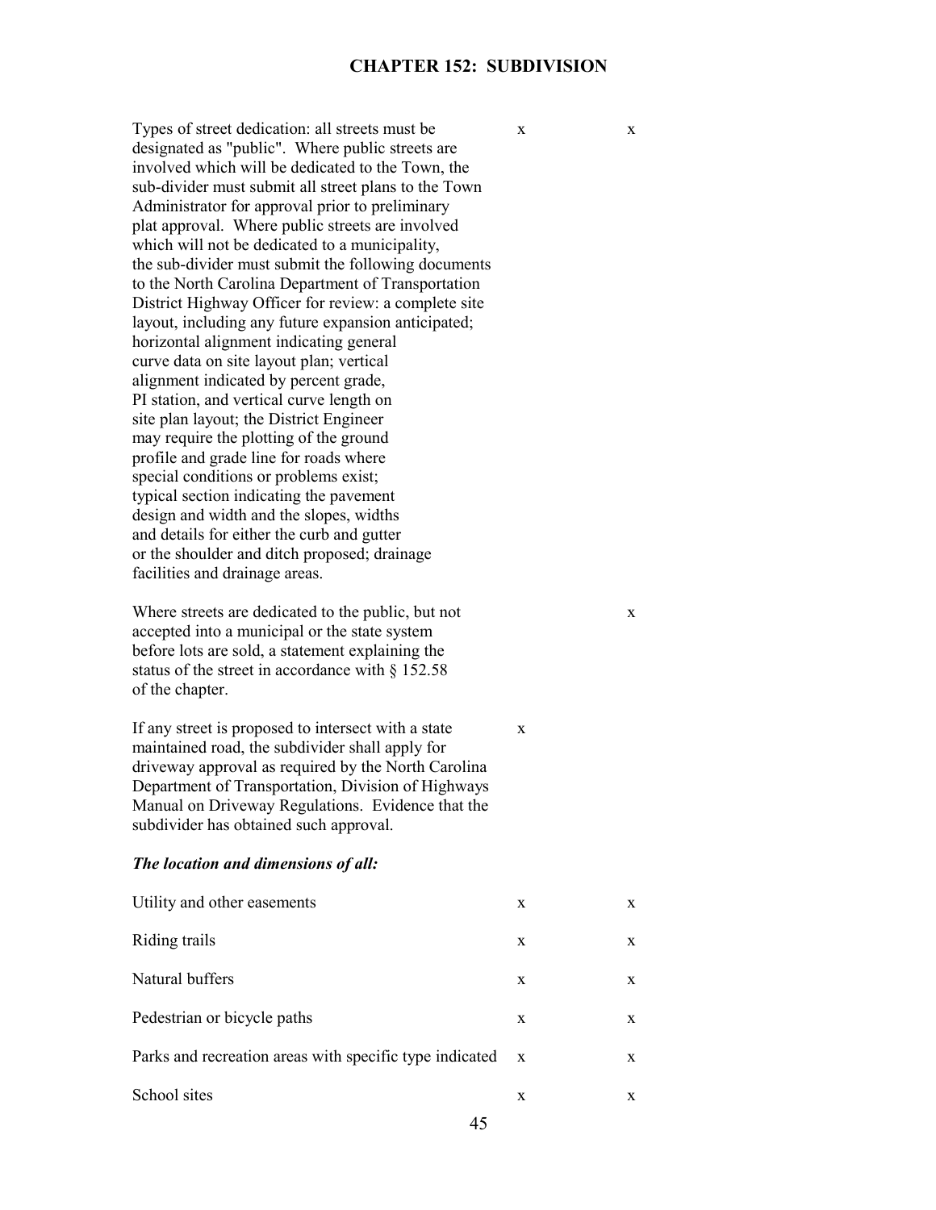## CHAPTER 152: SUBDIVISION

| | | |
|---|---|---|
| Types of street dedication: all streets must be designated as "public". Where public streets are involved which will be dedicated to the Town, the sub-divider must submit all street plans to the Town Administrator for approval prior to preliminary plat approval. Where public streets are involved which will not be dedicated to a municipality, the sub-divider must submit the following documents to the North Carolina Department of Transportation District Highway Officer for review: a complete site layout, including any future expansion anticipated; horizontal alignment indicating general curve data on site layout plan; vertical alignment indicated by percent grade, PI station, and vertical curve length on site plan layout; the District Engineer may require the plotting of the ground profile and grade line for roads where special conditions or problems exist; typical section indicating the pavement design and width and the slopes, widths and details for either the curb and gutter or the shoulder and ditch proposed; drainage facilities and drainage areas. | x | x |
| Where streets are dedicated to the public, but not accepted into a municipal or the state system before lots are sold, a statement explaining the status of the street in accordance with § 152.58 of the chapter. | | x |
| If any street is proposed to intersect with a state maintained road, the subdivider shall apply for driveway approval as required by the North Carolina Department of Transportation, Division of Highways Manual on Driveway Regulations. Evidence that the subdivider has obtained such approval. | x | |
| ***The location and dimensions of all:*** | | |
| Utility and other easements | x | x |
| Riding trails | x | x |
| Natural buffers | x | x |
| Pedestrian or bicycle paths | x | x |
| Parks and recreation areas with specific type indicated | x | x |
| School sites | x | x |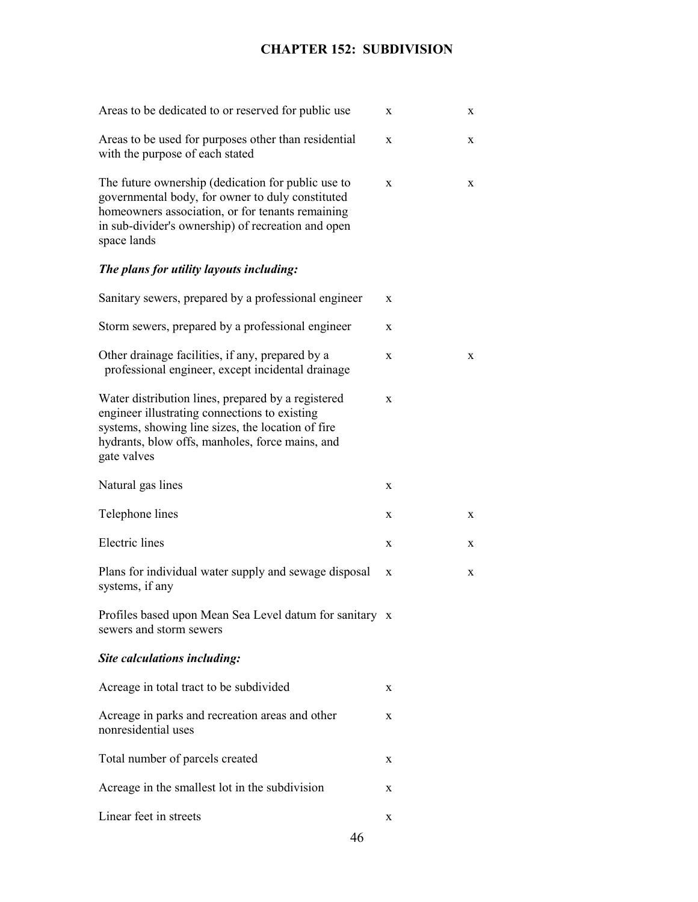| | | |
|---|---|---|
| Areas to be dedicated to or reserved for public use | x | x |
| Areas to be used for purposes other than residential with the purpose of each stated | x | x |
| The future ownership (dedication for public use to governmental body, for owner to duly constituted homeowners association, or for tenants remaining in sub-divider's ownership) of recreation and open space lands | x | x |
| ***The plans for utility layouts including:*** | | |
| Sanitary sewers, prepared by a professional engineer | x | |
| Storm sewers, prepared by a professional engineer | x | |
| Other drainage facilities, if any, prepared by a professional engineer, except incidental drainage | x | x |
| Water distribution lines, prepared by a registered engineer illustrating connections to existing systems, showing line sizes, the location of fire hydrants, blow offs, manholes, force mains, and gate valves | x | |
| Natural gas lines | x | |
| Telephone lines | x | x |
| Electric lines | x | x |
| Plans for individual water supply and sewage disposal systems, if any | x | x |
| Profiles based upon Mean Sea Level datum for sanitary sewers and storm sewers | x | |
| ***Site calculations including:*** | | |
| Acreage in total tract to be subdivided | x | |
| Acreage in parks and recreation areas and other nonresidential uses | x | |
| Total number of parcels created | x | |
| Acreage in the smallest lot in the subdivision | x | |
| Linear feet in streets | x | |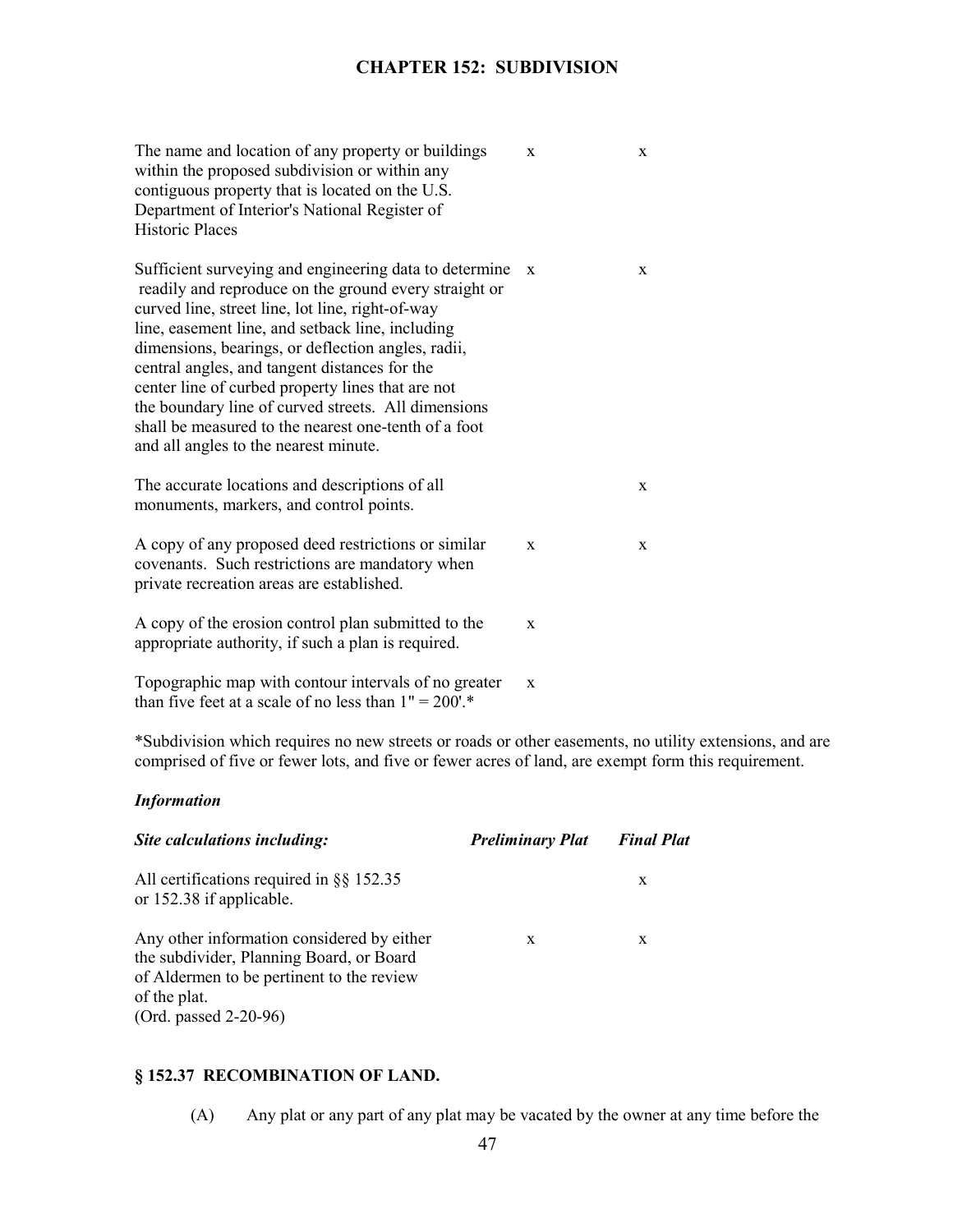| | | |
|---|---|---|
| The name and location of any property or buildings within the proposed subdivision or within any contiguous property that is located on the U.S. Department of Interior's National Register of Historic Places | x | x |
| Sufficient surveying and engineering data to determine readily and reproduce on the ground every straight or curved line, street line, lot line, right-of-way line, easement line, and setback line, including dimensions, bearings, or deflection angles, radii, central angles, and tangent distances for the center line of curbed property lines that are not the boundary line of curved streets. All dimensions shall be measured to the nearest one-tenth of a foot and all angles to the nearest minute. | x | x |
| The accurate locations and descriptions of all monuments, markers, and control points. | | x |
| A copy of any proposed deed restrictions or similar covenants. Such restrictions are mandatory when private recreation areas are established. | x | x |
| A copy of the erosion control plan submitted to the appropriate authority, if such a plan is required. | x | |
| Topographic map with contour intervals of no greater than five feet at a scale of no less than 1" = 200'.* | x | |

*Subdivision which requires no new streets or roads or other easements, no utility extensions, and are comprised of five or fewer lots, and five or fewer acres of land, are exempt form this requirement.

***Information***

| ***Site calculations including:*** | ***Preliminary Plat*** | ***Final Plat*** |
|---|---|---|
| All certifications required in §§ 152.35 or 152.38 if applicable. | | x |
| Any other information considered by either the subdivider, Planning Board, or Board of Aldermen to be pertinent to the review of the plat. (Ord. passed 2-20-96) | x | x |

### § 152.37 RECOMBINATION OF LAND.

(A) Any plat or any part of any plat may be vacated by the owner at any time before the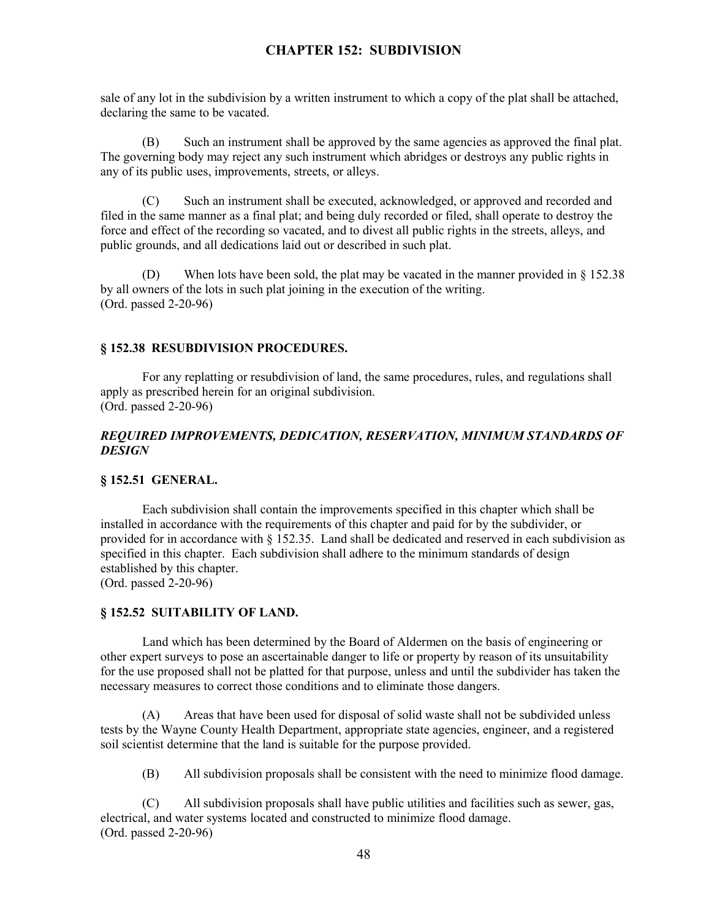sale of any lot in the subdivision by a written instrument to which a copy of the plat shall be attached, declaring the same to be vacated.

(B) Such an instrument shall be approved by the same agencies as approved the final plat. The governing body may reject any such instrument which abridges or destroys any public rights in any of its public uses, improvements, streets, or alleys.

(C) Such an instrument shall be executed, acknowledged, or approved and recorded and filed in the same manner as a final plat; and being duly recorded or filed, shall operate to destroy the force and effect of the recording so vacated, and to divest all public rights in the streets, alleys, and public grounds, and all dedications laid out or described in such plat.

(D) When lots have been sold, the plat may be vacated in the manner provided in § 152.38 by all owners of the lots in such plat joining in the execution of the writing.
(Ord. passed 2-20-96)

### § 152.38 RESUBDIVISION PROCEDURES.

For any replatting or resubdivision of land, the same procedures, rules, and regulations shall apply as prescribed herein for an original subdivision.
(Ord. passed 2-20-96)

## *REQUIRED IMPROVEMENTS, DEDICATION, RESERVATION, MINIMUM STANDARDS OF DESIGN*

### § 152.51 GENERAL.

Each subdivision shall contain the improvements specified in this chapter which shall be installed in accordance with the requirements of this chapter and paid for by the subdivider, or provided for in accordance with § 152.35. Land shall be dedicated and reserved in each subdivision as specified in this chapter. Each subdivision shall adhere to the minimum standards of design established by this chapter.
(Ord. passed 2-20-96)

### § 152.52 SUITABILITY OF LAND.

Land which has been determined by the Board of Aldermen on the basis of engineering or other expert surveys to pose an ascertainable danger to life or property by reason of its unsuitability for the use proposed shall not be platted for that purpose, unless and until the subdivider has taken the necessary measures to correct those conditions and to eliminate those dangers.

(A) Areas that have been used for disposal of solid waste shall not be subdivided unless tests by the Wayne County Health Department, appropriate state agencies, engineer, and a registered soil scientist determine that the land is suitable for the purpose provided.

(B) All subdivision proposals shall be consistent with the need to minimize flood damage.

(C) All subdivision proposals shall have public utilities and facilities such as sewer, gas, electrical, and water systems located and constructed to minimize flood damage.
(Ord. passed 2-20-96)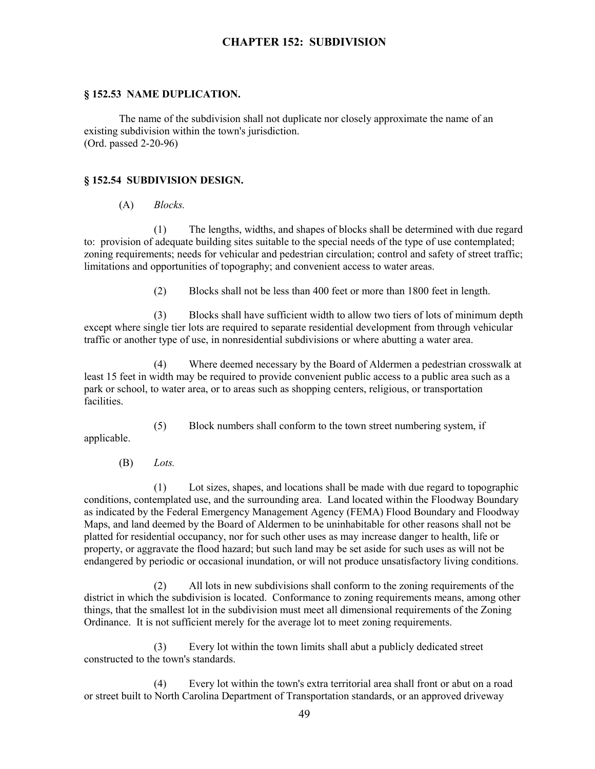# CHAPTER 152: SUBDIVISION

## § 152.53 NAME DUPLICATION.

The name of the subdivision shall not duplicate nor closely approximate the name of an existing subdivision within the town's jurisdiction.
(Ord. passed 2-20-96)

## § 152.54 SUBDIVISION DESIGN.

(A) *Blocks.*

(1) The lengths, widths, and shapes of blocks shall be determined with due regard to: provision of adequate building sites suitable to the special needs of the type of use contemplated; zoning requirements; needs for vehicular and pedestrian circulation; control and safety of street traffic; limitations and opportunities of topography; and convenient access to water areas.

(2) Blocks shall not be less than 400 feet or more than 1800 feet in length.

(3) Blocks shall have sufficient width to allow two tiers of lots of minimum depth except where single tier lots are required to separate residential development from through vehicular traffic or another type of use, in nonresidential subdivisions or where abutting a water area.

(4) Where deemed necessary by the Board of Aldermen a pedestrian crosswalk at least 15 feet in width may be required to provide convenient public access to a public area such as a park or school, to water area, or to areas such as shopping centers, religious, or transportation facilities.

(5) Block numbers shall conform to the town street numbering system, if applicable.

(B) *Lots.*

(1) Lot sizes, shapes, and locations shall be made with due regard to topographic conditions, contemplated use, and the surrounding area. Land located within the Floodway Boundary as indicated by the Federal Emergency Management Agency (FEMA) Flood Boundary and Floodway Maps, and land deemed by the Board of Aldermen to be uninhabitable for other reasons shall not be platted for residential occupancy, nor for such other uses as may increase danger to health, life or property, or aggravate the flood hazard; but such land may be set aside for such uses as will not be endangered by periodic or occasional inundation, or will not produce unsatisfactory living conditions.

(2) All lots in new subdivisions shall conform to the zoning requirements of the district in which the subdivision is located. Conformance to zoning requirements means, among other things, that the smallest lot in the subdivision must meet all dimensional requirements of the Zoning Ordinance. It is not sufficient merely for the average lot to meet zoning requirements.

(3) Every lot within the town limits shall abut a publicly dedicated street constructed to the town's standards.

(4) Every lot within the town's extra territorial area shall front or abut on a road or street built to North Carolina Department of Transportation standards, or an approved driveway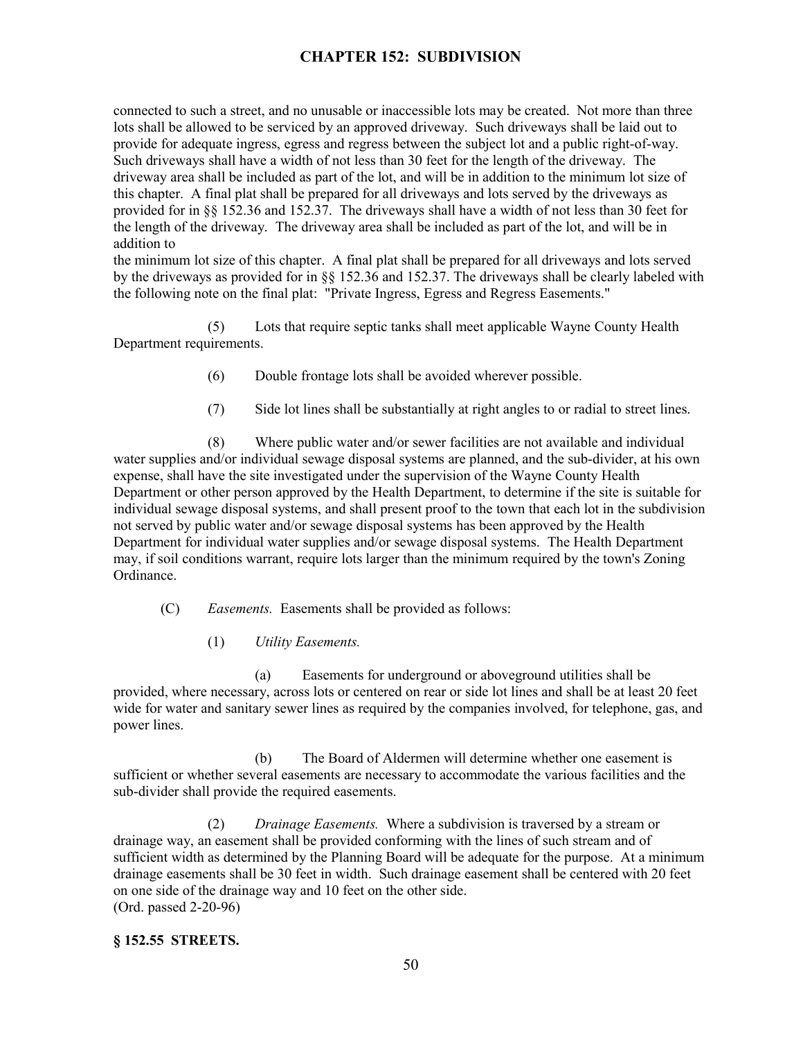connected to such a street, and no unusable or inaccessible lots may be created. Not more than three lots shall be allowed to be serviced by an approved driveway. Such driveways shall be laid out to provide for adequate ingress, egress and regress between the subject lot and a public right-of-way. Such driveways shall have a width of not less than 30 feet for the length of the driveway. The driveway area shall be included as part of the lot, and will be in addition to the minimum lot size of this chapter. A final plat shall be prepared for all driveways and lots served by the driveways as provided for in §§ 152.36 and 152.37. The driveways shall have a width of not less than 30 feet for the length of the driveway. The driveway area shall be included as part of the lot, and will be in addition to

the minimum lot size of this chapter. A final plat shall be prepared for all driveways and lots served by the driveways as provided for in §§ 152.36 and 152.37. The driveways shall be clearly labeled with the following note on the final plat: "Private Ingress, Egress and Regress Easements."

(5) Lots that require septic tanks shall meet applicable Wayne County Health Department requirements.

(6) Double frontage lots shall be avoided wherever possible.

(7) Side lot lines shall be substantially at right angles to or radial to street lines.

(8) Where public water and/or sewer facilities are not available and individual water supplies and/or individual sewage disposal systems are planned, and the sub-divider, at his own expense, shall have the site investigated under the supervision of the Wayne County Health Department or other person approved by the Health Department, to determine if the site is suitable for individual sewage disposal systems, and shall present proof to the town that each lot in the subdivision not served by public water and/or sewage disposal systems has been approved by the Health Department for individual water supplies and/or sewage disposal systems. The Health Department may, if soil conditions warrant, require lots larger than the minimum required by the town's Zoning Ordinance.

(C) *Easements.* Easements shall be provided as follows:

(1) *Utility Easements.*

(a) Easements for underground or aboveground utilities shall be provided, where necessary, across lots or centered on rear or side lot lines and shall be at least 20 feet wide for water and sanitary sewer lines as required by the companies involved, for telephone, gas, and power lines.

(b) The Board of Aldermen will determine whether one easement is sufficient or whether several easements are necessary to accommodate the various facilities and the sub-divider shall provide the required easements.

(2) *Drainage Easements.* Where a subdivision is traversed by a stream or drainage way, an easement shall be provided conforming with the lines of such stream and of sufficient width as determined by the Planning Board will be adequate for the purpose. At a minimum drainage easements shall be 30 feet in width. Such drainage easement shall be centered with 20 feet on one side of the drainage way and 10 feet on the other side.
(Ord. passed 2-20-96)

**§ 152.55 STREETS.**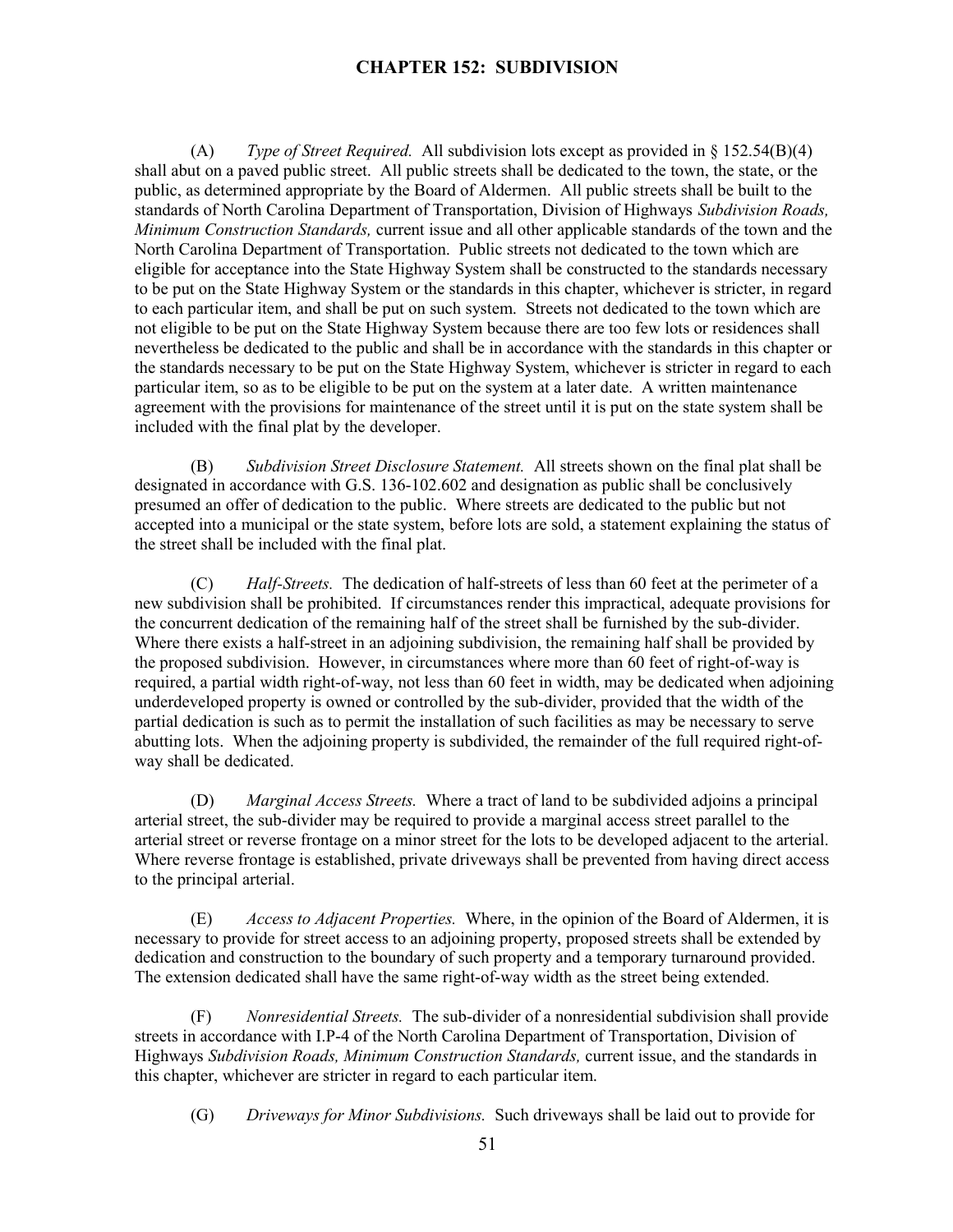(A) *Type of Street Required.* All subdivision lots except as provided in § 152.54(B)(4) shall abut on a paved public street. All public streets shall be dedicated to the town, the state, or the public, as determined appropriate by the Board of Aldermen. All public streets shall be built to the standards of North Carolina Department of Transportation, Division of Highways *Subdivision Roads, Minimum Construction Standards,* current issue and all other applicable standards of the town and the North Carolina Department of Transportation. Public streets not dedicated to the town which are eligible for acceptance into the State Highway System shall be constructed to the standards necessary to be put on the State Highway System or the standards in this chapter, whichever is stricter, in regard to each particular item, and shall be put on such system. Streets not dedicated to the town which are not eligible to be put on the State Highway System because there are too few lots or residences shall nevertheless be dedicated to the public and shall be in accordance with the standards in this chapter or the standards necessary to be put on the State Highway System, whichever is stricter in regard to each particular item, so as to be eligible to be put on the system at a later date. A written maintenance agreement with the provisions for maintenance of the street until it is put on the state system shall be included with the final plat by the developer.

(B) *Subdivision Street Disclosure Statement.* All streets shown on the final plat shall be designated in accordance with G.S. 136-102.602 and designation as public shall be conclusively presumed an offer of dedication to the public. Where streets are dedicated to the public but not accepted into a municipal or the state system, before lots are sold, a statement explaining the status of the street shall be included with the final plat.

(C) *Half-Streets.* The dedication of half-streets of less than 60 feet at the perimeter of a new subdivision shall be prohibited. If circumstances render this impractical, adequate provisions for the concurrent dedication of the remaining half of the street shall be furnished by the sub-divider. Where there exists a half-street in an adjoining subdivision, the remaining half shall be provided by the proposed subdivision. However, in circumstances where more than 60 feet of right-of-way is required, a partial width right-of-way, not less than 60 feet in width, may be dedicated when adjoining underdeveloped property is owned or controlled by the sub-divider, provided that the width of the partial dedication is such as to permit the installation of such facilities as may be necessary to serve abutting lots. When the adjoining property is subdivided, the remainder of the full required right-of-way shall be dedicated.

(D) *Marginal Access Streets.* Where a tract of land to be subdivided adjoins a principal arterial street, the sub-divider may be required to provide a marginal access street parallel to the arterial street or reverse frontage on a minor street for the lots to be developed adjacent to the arterial. Where reverse frontage is established, private driveways shall be prevented from having direct access to the principal arterial.

(E) *Access to Adjacent Properties.* Where, in the opinion of the Board of Aldermen, it is necessary to provide for street access to an adjoining property, proposed streets shall be extended by dedication and construction to the boundary of such property and a temporary turnaround provided. The extension dedicated shall have the same right-of-way width as the street being extended.

(F) *Nonresidential Streets.* The sub-divider of a nonresidential subdivision shall provide streets in accordance with I.P-4 of the North Carolina Department of Transportation, Division of Highways *Subdivision Roads, Minimum Construction Standards,* current issue, and the standards in this chapter, whichever are stricter in regard to each particular item.

(G) *Driveways for Minor Subdivisions.* Such driveways shall be laid out to provide for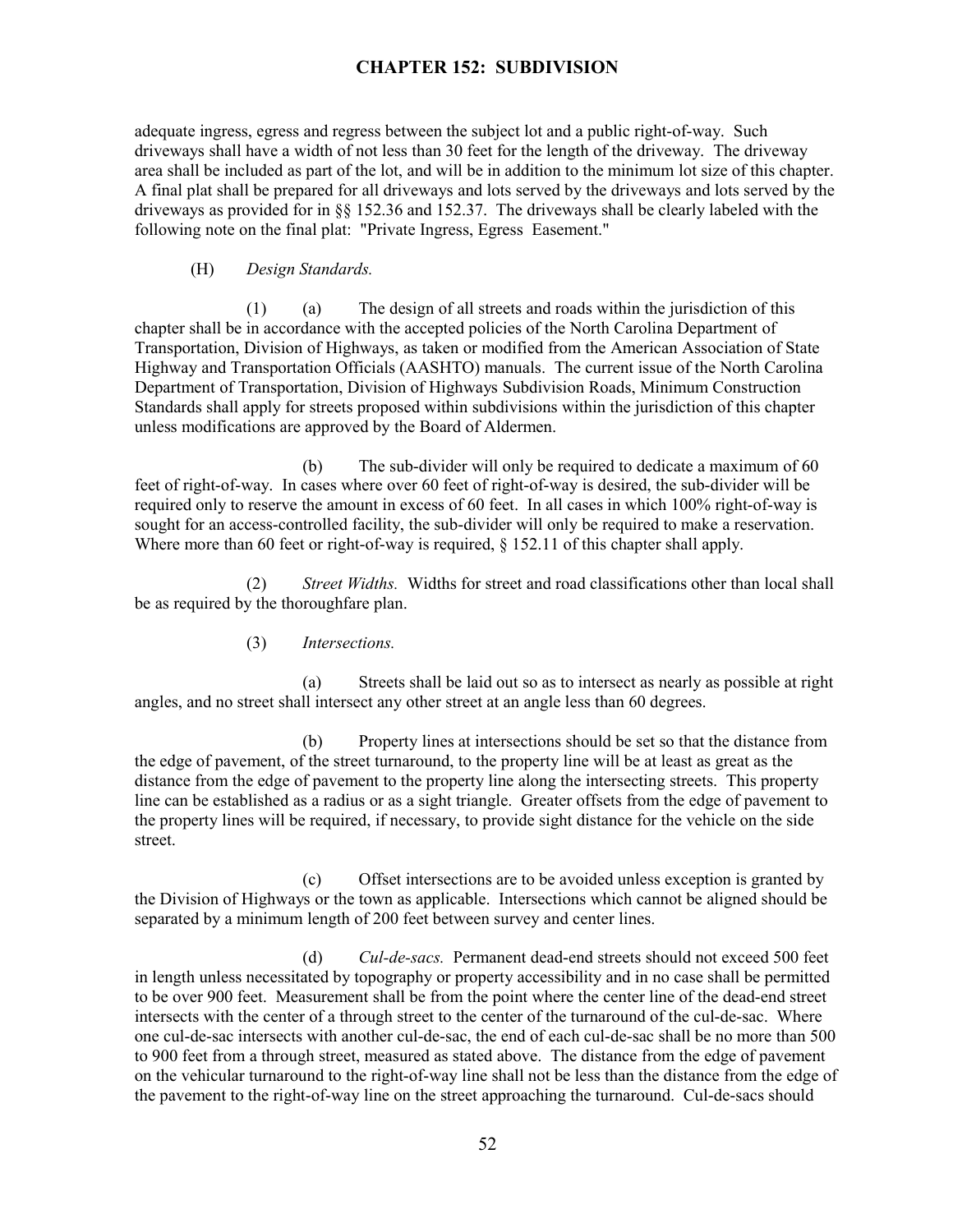adequate ingress, egress and regress between the subject lot and a public right-of-way. Such driveways shall have a width of not less than 30 feet for the length of the driveway. The driveway area shall be included as part of the lot, and will be in addition to the minimum lot size of this chapter. A final plat shall be prepared for all driveways and lots served by the driveways and lots served by the driveways as provided for in §§ 152.36 and 152.37. The driveways shall be clearly labeled with the following note on the final plat: "Private Ingress, Egress Easement."

(H) *Design Standards.*

(1) (a) The design of all streets and roads within the jurisdiction of this chapter shall be in accordance with the accepted policies of the North Carolina Department of Transportation, Division of Highways, as taken or modified from the American Association of State Highway and Transportation Officials (AASHTO) manuals. The current issue of the North Carolina Department of Transportation, Division of Highways Subdivision Roads, Minimum Construction Standards shall apply for streets proposed within subdivisions within the jurisdiction of this chapter unless modifications are approved by the Board of Aldermen.

(b) The sub-divider will only be required to dedicate a maximum of 60 feet of right-of-way. In cases where over 60 feet of right-of-way is desired, the sub-divider will be required only to reserve the amount in excess of 60 feet. In all cases in which 100% right-of-way is sought for an access-controlled facility, the sub-divider will only be required to make a reservation. Where more than 60 feet or right-of-way is required, § 152.11 of this chapter shall apply.

(2) *Street Widths.* Widths for street and road classifications other than local shall be as required by the thoroughfare plan.

(3) *Intersections.*

(a) Streets shall be laid out so as to intersect as nearly as possible at right angles, and no street shall intersect any other street at an angle less than 60 degrees.

(b) Property lines at intersections should be set so that the distance from the edge of pavement, of the street turnaround, to the property line will be at least as great as the distance from the edge of pavement to the property line along the intersecting streets. This property line can be established as a radius or as a sight triangle. Greater offsets from the edge of pavement to the property lines will be required, if necessary, to provide sight distance for the vehicle on the side street.

(c) Offset intersections are to be avoided unless exception is granted by the Division of Highways or the town as applicable. Intersections which cannot be aligned should be separated by a minimum length of 200 feet between survey and center lines.

(d) *Cul-de-sacs.* Permanent dead-end streets should not exceed 500 feet in length unless necessitated by topography or property accessibility and in no case shall be permitted to be over 900 feet. Measurement shall be from the point where the center line of the dead-end street intersects with the center of a through street to the center of the turnaround of the cul-de-sac. Where one cul-de-sac intersects with another cul-de-sac, the end of each cul-de-sac shall be no more than 500 to 900 feet from a through street, measured as stated above. The distance from the edge of pavement on the vehicular turnaround to the right-of-way line shall not be less than the distance from the edge of the pavement to the right-of-way line on the street approaching the turnaround. Cul-de-sacs should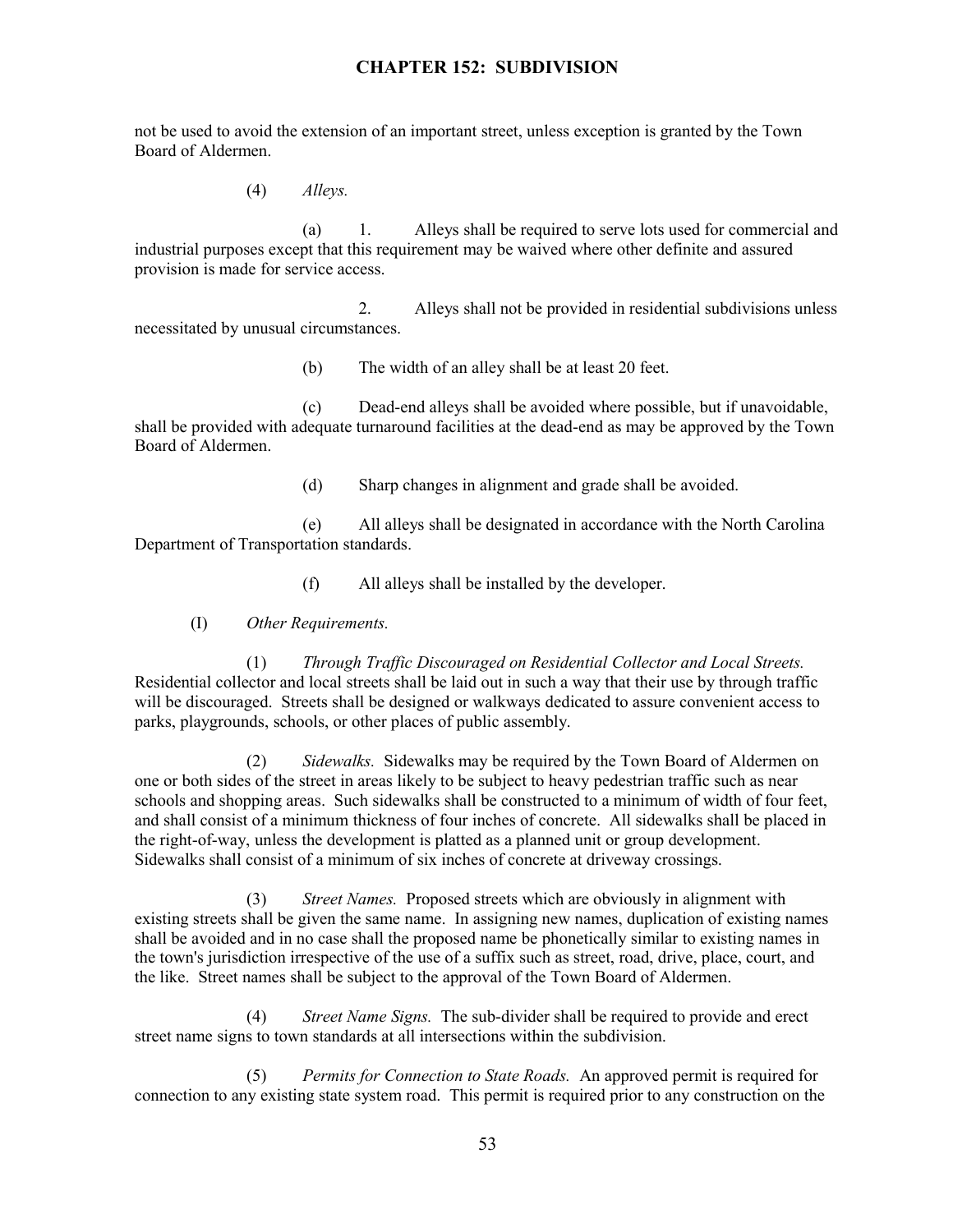not be used to avoid the extension of an important street, unless exception is granted by the Town Board of Aldermen.

(4) *Alleys.*

(a) 1. Alleys shall be required to serve lots used for commercial and industrial purposes except that this requirement may be waived where other definite and assured provision is made for service access.

2. Alleys shall not be provided in residential subdivisions unless necessitated by unusual circumstances.

(b) The width of an alley shall be at least 20 feet.

(c) Dead-end alleys shall be avoided where possible, but if unavoidable, shall be provided with adequate turnaround facilities at the dead-end as may be approved by the Town Board of Aldermen.

(d) Sharp changes in alignment and grade shall be avoided.

(e) All alleys shall be designated in accordance with the North Carolina Department of Transportation standards.

(f) All alleys shall be installed by the developer.

(I) *Other Requirements.*

(1) *Through Traffic Discouraged on Residential Collector and Local Streets.* Residential collector and local streets shall be laid out in such a way that their use by through traffic will be discouraged. Streets shall be designed or walkways dedicated to assure convenient access to parks, playgrounds, schools, or other places of public assembly.

(2) *Sidewalks.* Sidewalks may be required by the Town Board of Aldermen on one or both sides of the street in areas likely to be subject to heavy pedestrian traffic such as near schools and shopping areas. Such sidewalks shall be constructed to a minimum of width of four feet, and shall consist of a minimum thickness of four inches of concrete. All sidewalks shall be placed in the right-of-way, unless the development is platted as a planned unit or group development. Sidewalks shall consist of a minimum of six inches of concrete at driveway crossings.

(3) *Street Names.* Proposed streets which are obviously in alignment with existing streets shall be given the same name. In assigning new names, duplication of existing names shall be avoided and in no case shall the proposed name be phonetically similar to existing names in the town's jurisdiction irrespective of the use of a suffix such as street, road, drive, place, court, and the like. Street names shall be subject to the approval of the Town Board of Aldermen.

(4) *Street Name Signs.* The sub-divider shall be required to provide and erect street name signs to town standards at all intersections within the subdivision.

(5) *Permits for Connection to State Roads.* An approved permit is required for connection to any existing state system road. This permit is required prior to any construction on the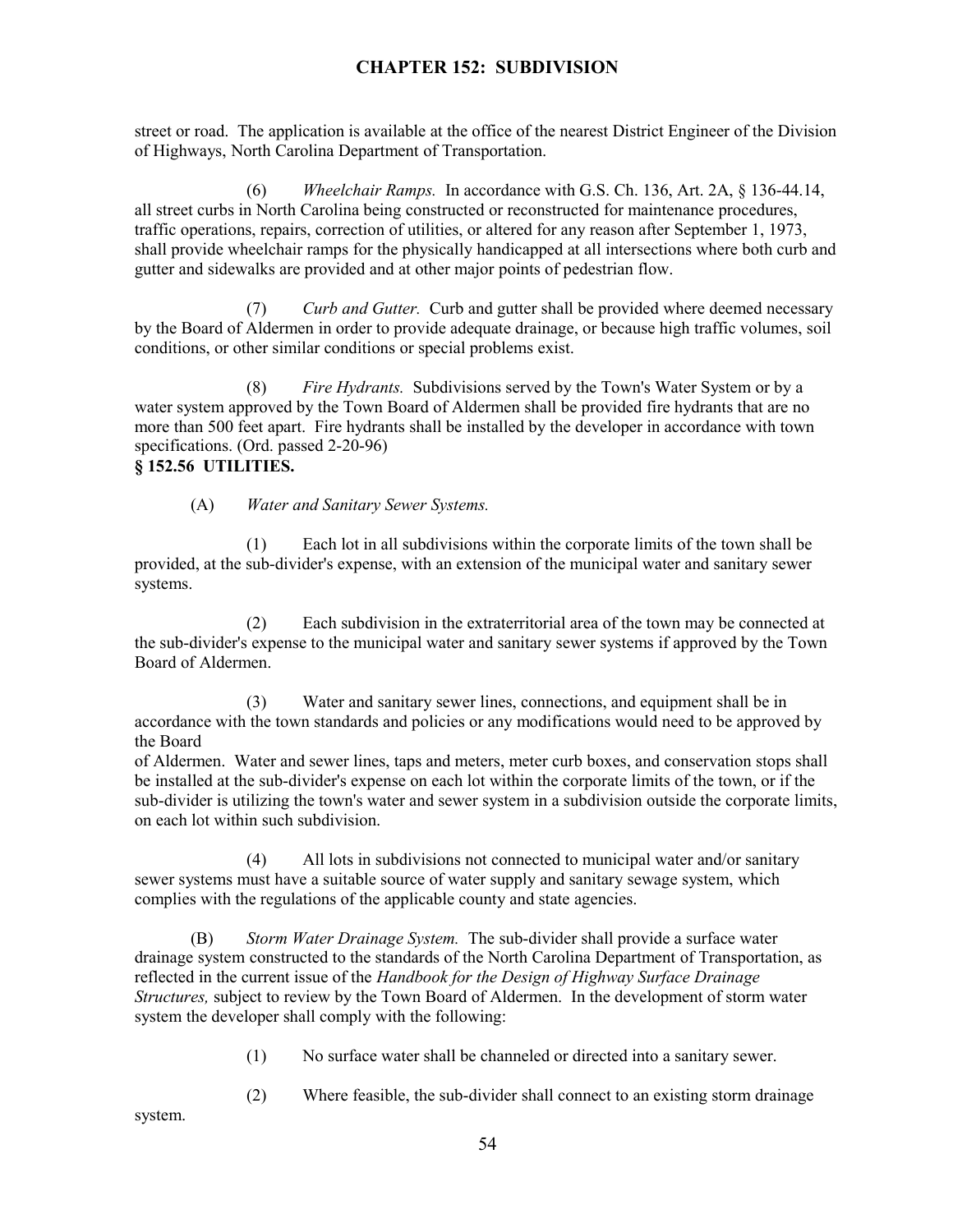street or road. The application is available at the office of the nearest District Engineer of the Division of Highways, North Carolina Department of Transportation.

(6) *Wheelchair Ramps.* In accordance with G.S. Ch. 136, Art. 2A, § 136-44.14, all street curbs in North Carolina being constructed or reconstructed for maintenance procedures, traffic operations, repairs, correction of utilities, or altered for any reason after September 1, 1973, shall provide wheelchair ramps for the physically handicapped at all intersections where both curb and gutter and sidewalks are provided and at other major points of pedestrian flow.

(7) *Curb and Gutter.* Curb and gutter shall be provided where deemed necessary by the Board of Aldermen in order to provide adequate drainage, or because high traffic volumes, soil conditions, or other similar conditions or special problems exist.

(8) *Fire Hydrants.* Subdivisions served by the Town's Water System or by a water system approved by the Town Board of Aldermen shall be provided fire hydrants that are no more than 500 feet apart. Fire hydrants shall be installed by the developer in accordance with town specifications. (Ord. passed 2-20-96)

**§ 152.56 UTILITIES.**

(A) *Water and Sanitary Sewer Systems.*

(1) Each lot in all subdivisions within the corporate limits of the town shall be provided, at the sub-divider's expense, with an extension of the municipal water and sanitary sewer systems.

(2) Each subdivision in the extraterritorial area of the town may be connected at the sub-divider's expense to the municipal water and sanitary sewer systems if approved by the Town Board of Aldermen.

(3) Water and sanitary sewer lines, connections, and equipment shall be in accordance with the town standards and policies or any modifications would need to be approved by the Board of Aldermen. Water and sewer lines, taps and meters, meter curb boxes, and conservation stops shall be installed at the sub-divider's expense on each lot within the corporate limits of the town, or if the sub-divider is utilizing the town's water and sewer system in a subdivision outside the corporate limits, on each lot within such subdivision.

(4) All lots in subdivisions not connected to municipal water and/or sanitary sewer systems must have a suitable source of water supply and sanitary sewage system, which complies with the regulations of the applicable county and state agencies.

(B) *Storm Water Drainage System.* The sub-divider shall provide a surface water drainage system constructed to the standards of the North Carolina Department of Transportation, as reflected in the current issue of the *Handbook for the Design of Highway Surface Drainage Structures,* subject to review by the Town Board of Aldermen. In the development of storm water system the developer shall comply with the following:

(1) No surface water shall be channeled or directed into a sanitary sewer.

(2) Where feasible, the sub-divider shall connect to an existing storm drainage system.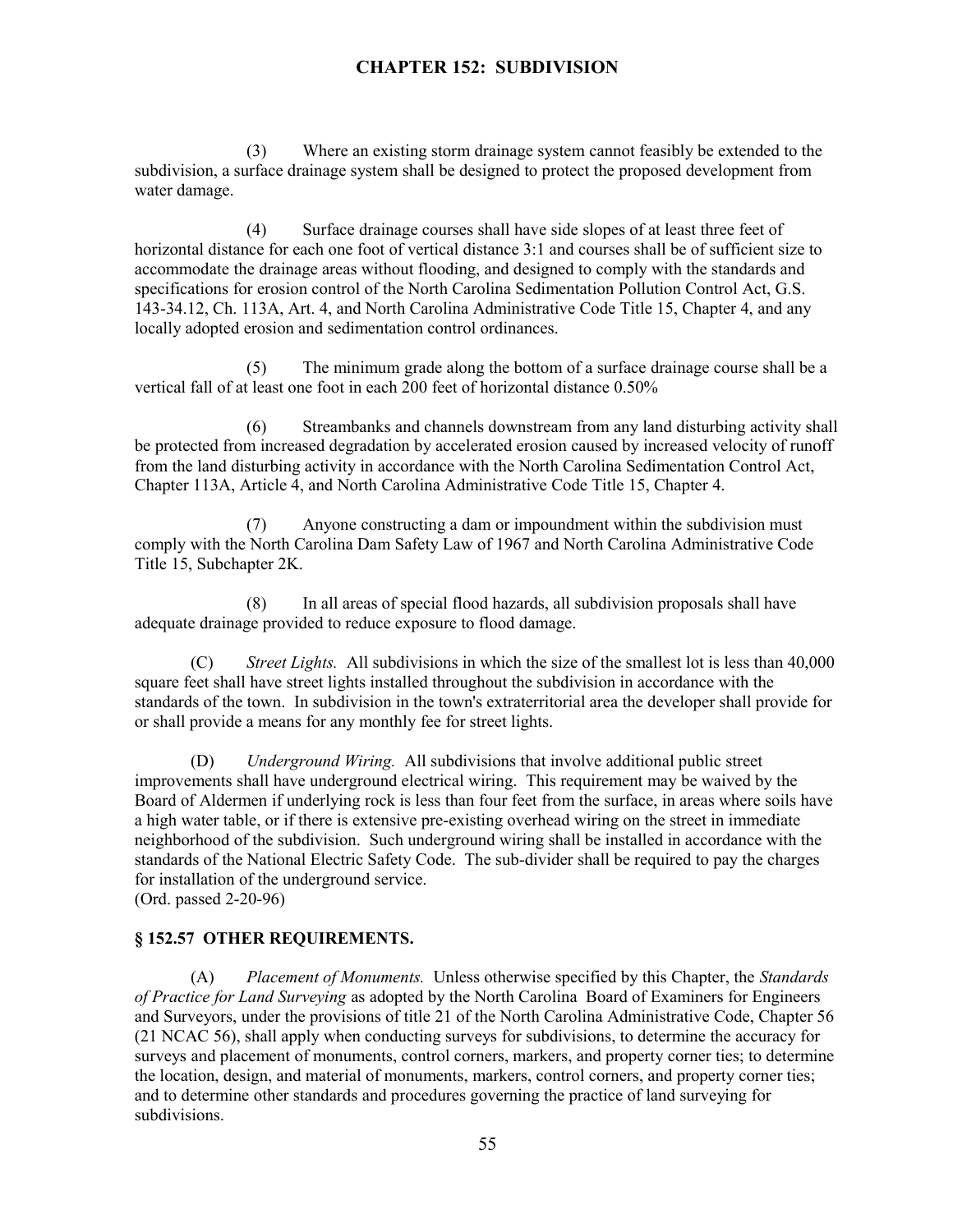(3) Where an existing storm drainage system cannot feasibly be extended to the subdivision, a surface drainage system shall be designed to protect the proposed development from water damage.

(4) Surface drainage courses shall have side slopes of at least three feet of horizontal distance for each one foot of vertical distance 3:1 and courses shall be of sufficient size to accommodate the drainage areas without flooding, and designed to comply with the standards and specifications for erosion control of the North Carolina Sedimentation Pollution Control Act, G.S. 143-34.12, Ch. 113A, Art. 4, and North Carolina Administrative Code Title 15, Chapter 4, and any locally adopted erosion and sedimentation control ordinances.

(5) The minimum grade along the bottom of a surface drainage course shall be a vertical fall of at least one foot in each 200 feet of horizontal distance 0.50%

(6) Streambanks and channels downstream from any land disturbing activity shall be protected from increased degradation by accelerated erosion caused by increased velocity of runoff from the land disturbing activity in accordance with the North Carolina Sedimentation Control Act, Chapter 113A, Article 4, and North Carolina Administrative Code Title 15, Chapter 4.

(7) Anyone constructing a dam or impoundment within the subdivision must comply with the North Carolina Dam Safety Law of 1967 and North Carolina Administrative Code Title 15, Subchapter 2K.

(8) In all areas of special flood hazards, all subdivision proposals shall have adequate drainage provided to reduce exposure to flood damage.

(C) *Street Lights.* All subdivisions in which the size of the smallest lot is less than 40,000 square feet shall have street lights installed throughout the subdivision in accordance with the standards of the town. In subdivision in the town's extraterritorial area the developer shall provide for or shall provide a means for any monthly fee for street lights.

(D) *Underground Wiring.* All subdivisions that involve additional public street improvements shall have underground electrical wiring. This requirement may be waived by the Board of Aldermen if underlying rock is less than four feet from the surface, in areas where soils have a high water table, or if there is extensive pre-existing overhead wiring on the street in immediate neighborhood of the subdivision. Such underground wiring shall be installed in accordance with the standards of the National Electric Safety Code. The sub-divider shall be required to pay the charges for installation of the underground service.
(Ord. passed 2-20-96)

### § 152.57 OTHER REQUIREMENTS.

(A) *Placement of Monuments.* Unless otherwise specified by this Chapter, the *Standards of Practice for Land Surveying* as adopted by the North Carolina Board of Examiners for Engineers and Surveyors, under the provisions of title 21 of the North Carolina Administrative Code, Chapter 56 (21 NCAC 56), shall apply when conducting surveys for subdivisions, to determine the accuracy for surveys and placement of monuments, control corners, markers, and property corner ties; to determine the location, design, and material of monuments, markers, control corners, and property corner ties; and to determine other standards and procedures governing the practice of land surveying for subdivisions.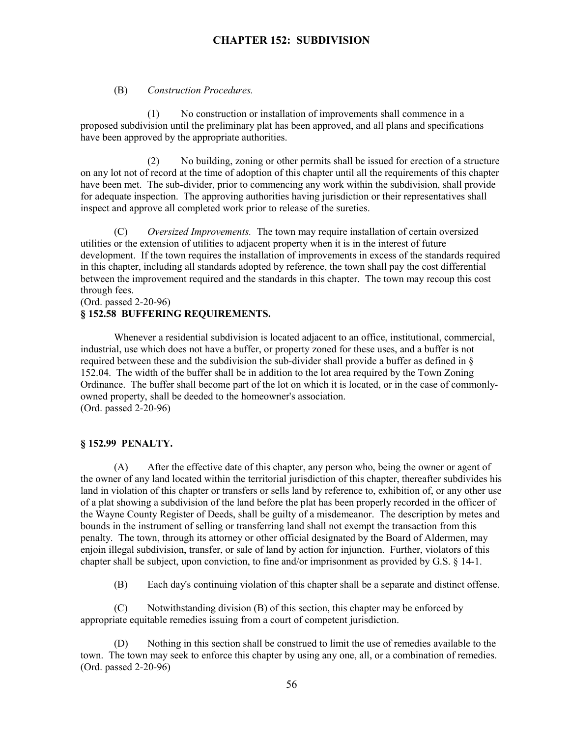(B) *Construction Procedures.*

(1) No construction or installation of improvements shall commence in a proposed subdivision until the preliminary plat has been approved, and all plans and specifications have been approved by the appropriate authorities.

(2) No building, zoning or other permits shall be issued for erection of a structure on any lot not of record at the time of adoption of this chapter until all the requirements of this chapter have been met. The sub-divider, prior to commencing any work within the subdivision, shall provide for adequate inspection. The approving authorities having jurisdiction or their representatives shall inspect and approve all completed work prior to release of the sureties.

(C) *Oversized Improvements.* The town may require installation of certain oversized utilities or the extension of utilities to adjacent property when it is in the interest of future development. If the town requires the installation of improvements in excess of the standards required in this chapter, including all standards adopted by reference, the town shall pay the cost differential between the improvement required and the standards in this chapter. The town may recoup this cost through fees.

(Ord. passed 2-20-96)

### § 152.58 BUFFERING REQUIREMENTS.

Whenever a residential subdivision is located adjacent to an office, institutional, commercial, industrial, use which does not have a buffer, or property zoned for these uses, and a buffer is not required between these and the subdivision the sub-divider shall provide a buffer as defined in § 152.04. The width of the buffer shall be in addition to the lot area required by the Town Zoning Ordinance. The buffer shall become part of the lot on which it is located, or in the case of commonly-owned property, shall be deeded to the homeowner's association.

(Ord. passed 2-20-96)

### § 152.99 PENALTY.

(A) After the effective date of this chapter, any person who, being the owner or agent of the owner of any land located within the territorial jurisdiction of this chapter, thereafter subdivides his land in violation of this chapter or transfers or sells land by reference to, exhibition of, or any other use of a plat showing a subdivision of the land before the plat has been properly recorded in the officer of the Wayne County Register of Deeds, shall be guilty of a misdemeanor. The description by metes and bounds in the instrument of selling or transferring land shall not exempt the transaction from this penalty. The town, through its attorney or other official designated by the Board of Aldermen, may enjoin illegal subdivision, transfer, or sale of land by action for injunction. Further, violators of this chapter shall be subject, upon conviction, to fine and/or imprisonment as provided by G.S. § 14-1.

(B) Each day's continuing violation of this chapter shall be a separate and distinct offense.

(C) Notwithstanding division (B) of this section, this chapter may be enforced by appropriate equitable remedies issuing from a court of competent jurisdiction.

(D) Nothing in this section shall be construed to limit the use of remedies available to the town. The town may seek to enforce this chapter by using any one, all, or a combination of remedies.

(Ord. passed 2-20-96)